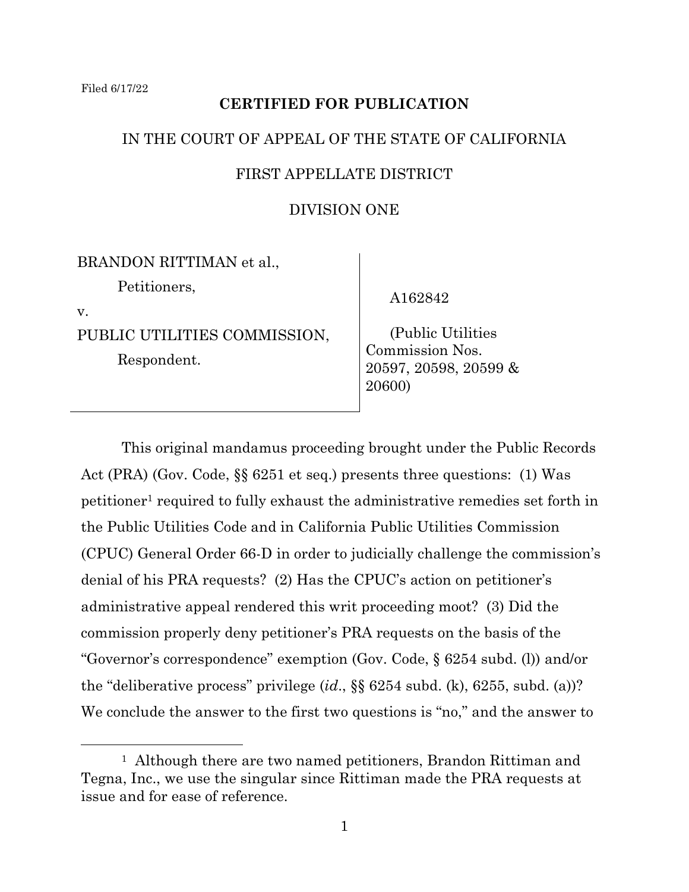Filed 6/17/22

**CERTIFIED FOR PUBLICATION**

IN THE COURT OF APPEAL OF THE STATE OF CALIFORNIA

FIRST APPELLATE DISTRICT

DIVISION ONE

| | |
|---|---|
| BRANDON RITTIMAN et al.,<br>Petitioners,<br>v.<br>PUBLIC UTILITIES COMMISSION,<br>Respondent. | A162842<br><br>(Public Utilities Commission Nos. 20597, 20598, 20599 & 20600) |

This original mandamus proceeding brought under the Public Records Act (PRA) (Gov. Code, §§ 6251 et seq.) presents three questions: (1) Was petitioner[1] required to fully exhaust the administrative remedies set forth in the Public Utilities Code and in California Public Utilities Commission (CPUC) General Order 66-D in order to judicially challenge the commission's denial of his PRA requests? (2) Has the CPUC's action on petitioner's administrative appeal rendered this writ proceeding moot? (3) Did the commission properly deny petitioner's PRA requests on the basis of the "Governor's correspondence" exemption (Gov. Code, § 6254 subd. (l)) and/or the "deliberative process" privilege (*id*., §§ 6254 subd. (k), 6255, subd. (a))? We conclude the answer to the first two questions is "no," and the answer to

[1] Although there are two named petitioners, Brandon Rittiman and Tegna, Inc., we use the singular since Rittiman made the PRA requests at issue and for ease of reference.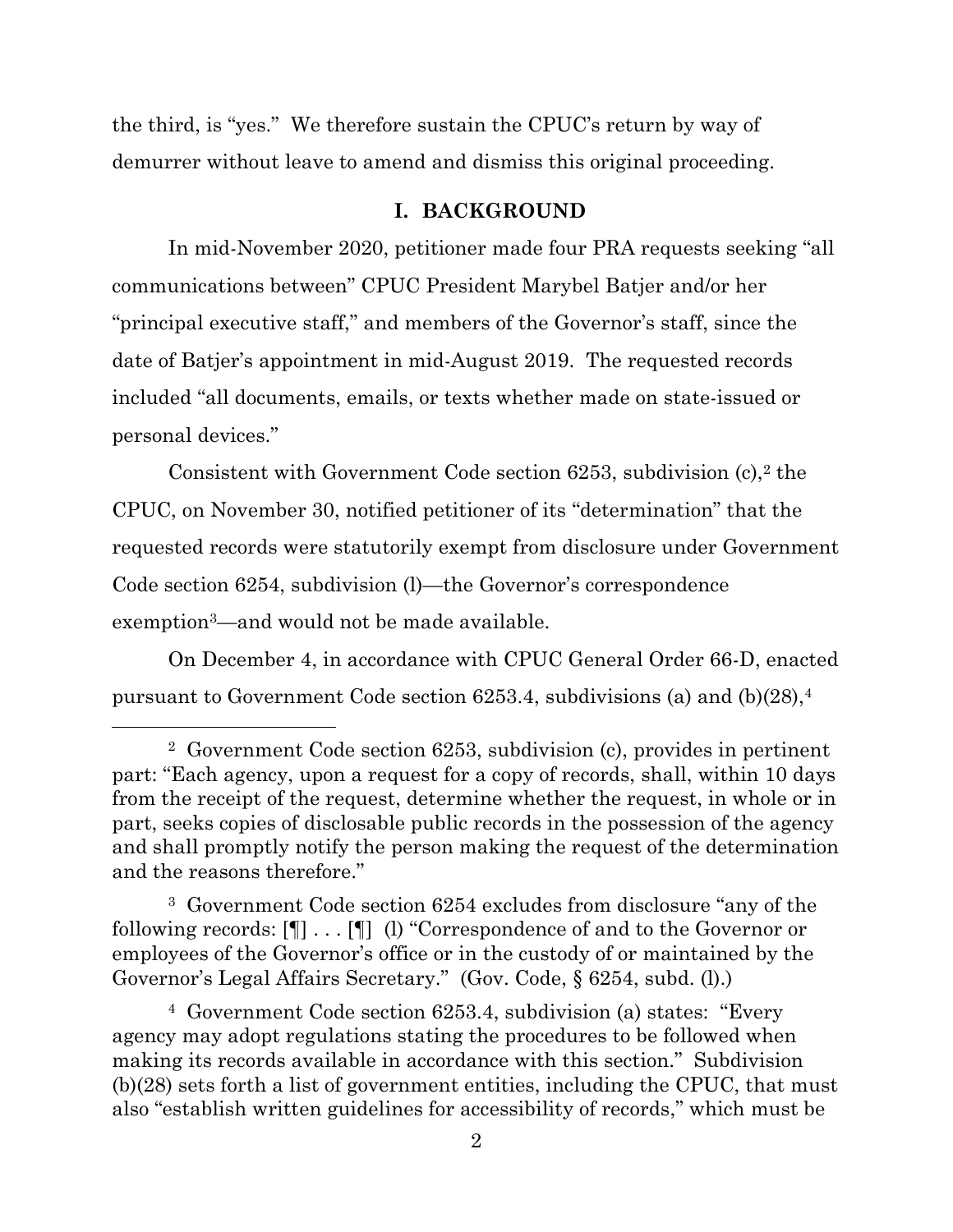the third, is "yes." We therefore sustain the CPUC's return by way of demurrer without leave to amend and dismiss this original proceeding.

## I. BACKGROUND

In mid-November 2020, petitioner made four PRA requests seeking "all communications between" CPUC President Marybel Batjer and/or her "principal executive staff," and members of the Governor's staff, since the date of Batjer's appointment in mid-August 2019. The requested records included "all documents, emails, or texts whether made on state-issued or personal devices."

Consistent with Government Code section 6253, subdivision (c),[2] the CPUC, on November 30, notified petitioner of its "determination" that the requested records were statutorily exempt from disclosure under Government Code section 6254, subdivision (l)—the Governor's correspondence exemption[3]—and would not be made available.

On December 4, in accordance with CPUC General Order 66-D, enacted pursuant to Government Code section 6253.4, subdivisions (a) and (b)(28),[4]

---

[2] Government Code section 6253, subdivision (c), provides in pertinent part: "Each agency, upon a request for a copy of records, shall, within 10 days from the receipt of the request, determine whether the request, in whole or in part, seeks copies of disclosable public records in the possession of the agency and shall promptly notify the person making the request of the determination and the reasons therefore."

[3] Government Code section 6254 excludes from disclosure "any of the following records: [¶] . . . [¶] (l) "Correspondence of and to the Governor or employees of the Governor's office or in the custody of or maintained by the Governor's Legal Affairs Secretary." (Gov. Code, § 6254, subd. (l).)

[4] Government Code section 6253.4, subdivision (a) states: "Every agency may adopt regulations stating the procedures to be followed when making its records available in accordance with this section." Subdivision (b)(28) sets forth a list of government entities, including the CPUC, that must also "establish written guidelines for accessibility of records," which must be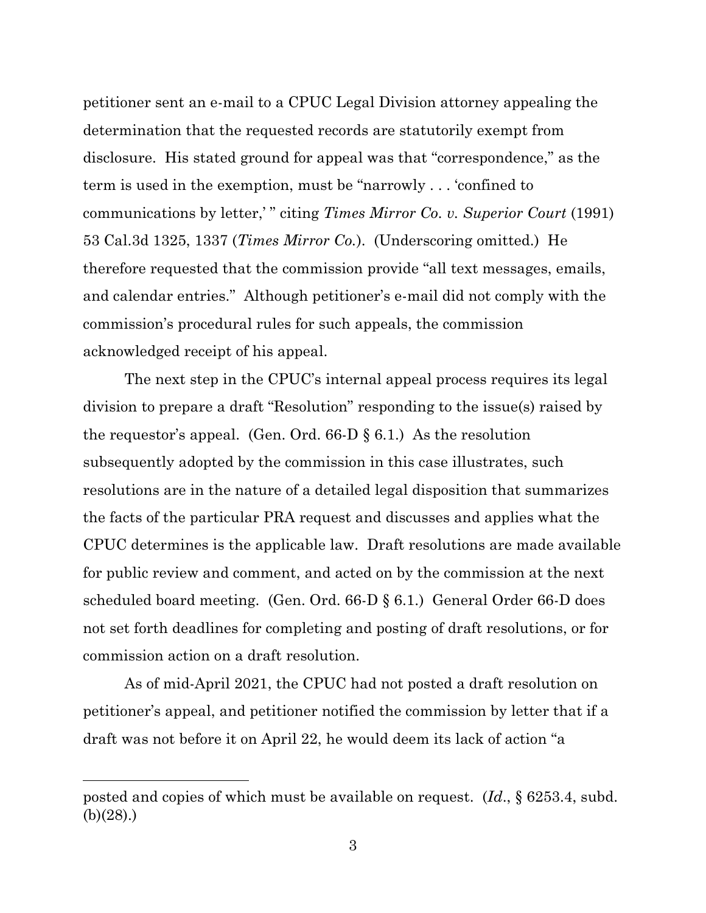petitioner sent an e-mail to a CPUC Legal Division attorney appealing the determination that the requested records are statutorily exempt from disclosure. His stated ground for appeal was that "correspondence," as the term is used in the exemption, must be "narrowly . . . 'confined to communications by letter,' " citing *Times Mirror Co. v. Superior Court* (1991) 53 Cal.3d 1325, 1337 (*Times Mirror Co.*). (Underscoring omitted.) He therefore requested that the commission provide "all text messages, emails, and calendar entries." Although petitioner's e-mail did not comply with the commission's procedural rules for such appeals, the commission acknowledged receipt of his appeal.

The next step in the CPUC's internal appeal process requires its legal division to prepare a draft "Resolution" responding to the issue(s) raised by the requestor's appeal. (Gen. Ord. 66-D § 6.1.) As the resolution subsequently adopted by the commission in this case illustrates, such resolutions are in the nature of a detailed legal disposition that summarizes the facts of the particular PRA request and discusses and applies what the CPUC determines is the applicable law. Draft resolutions are made available for public review and comment, and acted on by the commission at the next scheduled board meeting. (Gen. Ord. 66-D § 6.1.) General Order 66-D does not set forth deadlines for completing and posting of draft resolutions, or for commission action on a draft resolution.

As of mid-April 2021, the CPUC had not posted a draft resolution on petitioner's appeal, and petitioner notified the commission by letter that if a draft was not before it on April 22, he would deem its lack of action "a

---

posted and copies of which must be available on request. (*Id*., § 6253.4, subd. (b)(28).)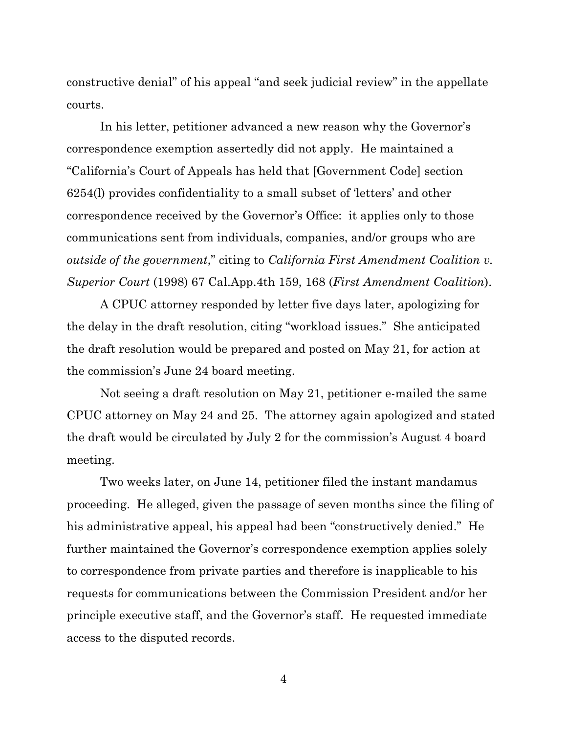constructive denial" of his appeal "and seek judicial review" in the appellate courts.

In his letter, petitioner advanced a new reason why the Governor's correspondence exemption assertedly did not apply. He maintained a "California's Court of Appeals has held that [Government Code] section 6254(l) provides confidentiality to a small subset of 'letters' and other correspondence received by the Governor's Office: it applies only to those communications sent from individuals, companies, and/or groups who are *outside of the government*," citing to *California First Amendment Coalition v. Superior Court* (1998) 67 Cal.App.4th 159, 168 (*First Amendment Coalition*).

A CPUC attorney responded by letter five days later, apologizing for the delay in the draft resolution, citing "workload issues." She anticipated the draft resolution would be prepared and posted on May 21, for action at the commission's June 24 board meeting.

Not seeing a draft resolution on May 21, petitioner e-mailed the same CPUC attorney on May 24 and 25. The attorney again apologized and stated the draft would be circulated by July 2 for the commission's August 4 board meeting.

Two weeks later, on June 14, petitioner filed the instant mandamus proceeding. He alleged, given the passage of seven months since the filing of his administrative appeal, his appeal had been "constructively denied." He further maintained the Governor's correspondence exemption applies solely to correspondence from private parties and therefore is inapplicable to his requests for communications between the Commission President and/or her principle executive staff, and the Governor's staff. He requested immediate access to the disputed records.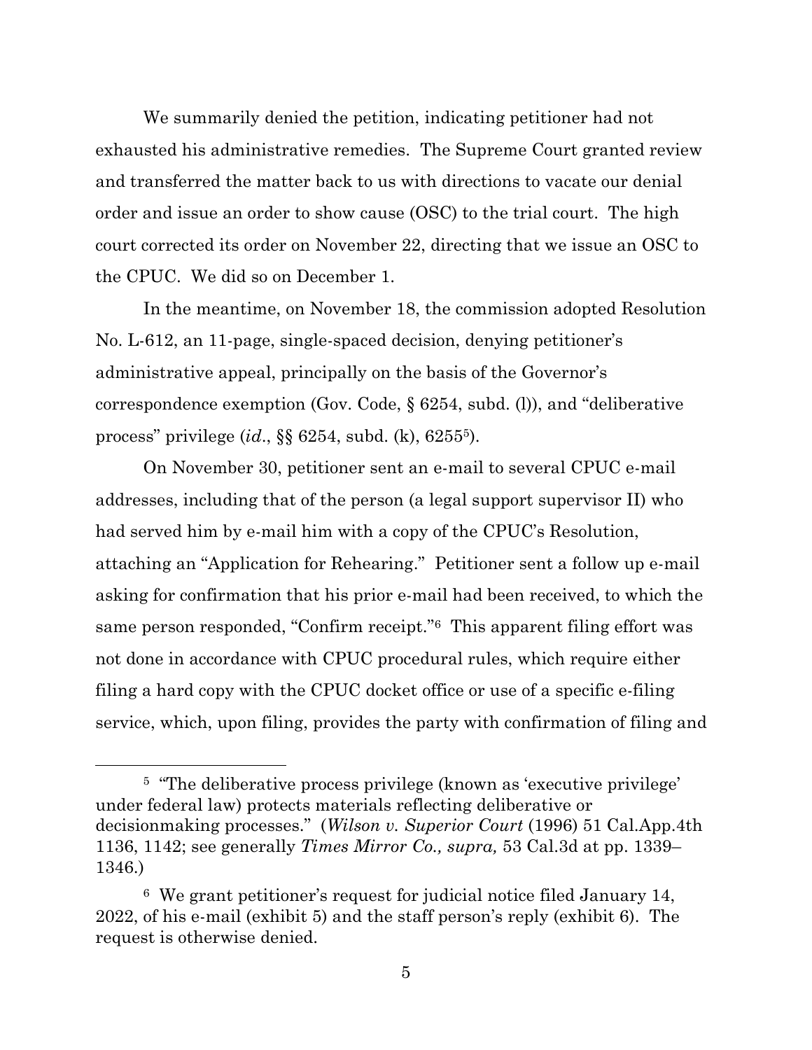We summarily denied the petition, indicating petitioner had not exhausted his administrative remedies. The Supreme Court granted review and transferred the matter back to us with directions to vacate our denial order and issue an order to show cause (OSC) to the trial court. The high court corrected its order on November 22, directing that we issue an OSC to the CPUC. We did so on December 1.

In the meantime, on November 18, the commission adopted Resolution No. L-612, an 11-page, single-spaced decision, denying petitioner's administrative appeal, principally on the basis of the Governor's correspondence exemption (Gov. Code, § 6254, subd. (l)), and "deliberative process" privilege (*id*., §§ 6254, subd. (k), 6255[5]).

On November 30, petitioner sent an e-mail to several CPUC e-mail addresses, including that of the person (a legal support supervisor II) who had served him by e-mail him with a copy of the CPUC's Resolution, attaching an "Application for Rehearing." Petitioner sent a follow up e-mail asking for confirmation that his prior e-mail had been received, to which the same person responded, "Confirm receipt."[6] This apparent filing effort was not done in accordance with CPUC procedural rules, which require either filing a hard copy with the CPUC docket office or use of a specific e-filing service, which, upon filing, provides the party with confirmation of filing and

---

[5] "The deliberative process privilege (known as 'executive privilege' under federal law) protects materials reflecting deliberative or decisionmaking processes." (*Wilson v. Superior Court* (1996) 51 Cal.App.4th 1136, 1142; see generally *Times Mirror Co., supra,* 53 Cal.3d at pp. 1339–1346.)

[6] We grant petitioner's request for judicial notice filed January 14, 2022, of his e-mail (exhibit 5) and the staff person's reply (exhibit 6). The request is otherwise denied.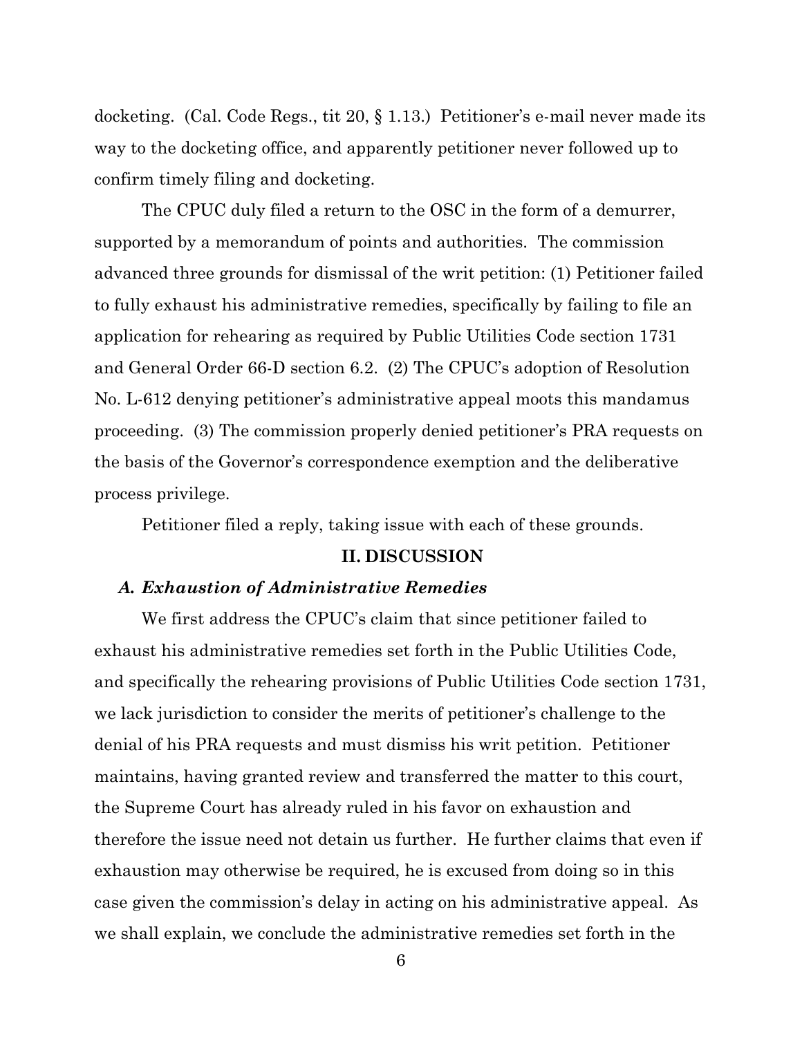docketing. (Cal. Code Regs., tit 20, § 1.13.) Petitioner's e-mail never made its way to the docketing office, and apparently petitioner never followed up to confirm timely filing and docketing.

The CPUC duly filed a return to the OSC in the form of a demurrer, supported by a memorandum of points and authorities. The commission advanced three grounds for dismissal of the writ petition: (1) Petitioner failed to fully exhaust his administrative remedies, specifically by failing to file an application for rehearing as required by Public Utilities Code section 1731 and General Order 66-D section 6.2. (2) The CPUC's adoption of Resolution No. L-612 denying petitioner's administrative appeal moots this mandamus proceeding. (3) The commission properly denied petitioner's PRA requests on the basis of the Governor's correspondence exemption and the deliberative process privilege.

Petitioner filed a reply, taking issue with each of these grounds.

## II. DISCUSSION

### *A. Exhaustion of Administrative Remedies*

We first address the CPUC's claim that since petitioner failed to exhaust his administrative remedies set forth in the Public Utilities Code, and specifically the rehearing provisions of Public Utilities Code section 1731, we lack jurisdiction to consider the merits of petitioner's challenge to the denial of his PRA requests and must dismiss his writ petition. Petitioner maintains, having granted review and transferred the matter to this court, the Supreme Court has already ruled in his favor on exhaustion and therefore the issue need not detain us further. He further claims that even if exhaustion may otherwise be required, he is excused from doing so in this case given the commission's delay in acting on his administrative appeal. As we shall explain, we conclude the administrative remedies set forth in the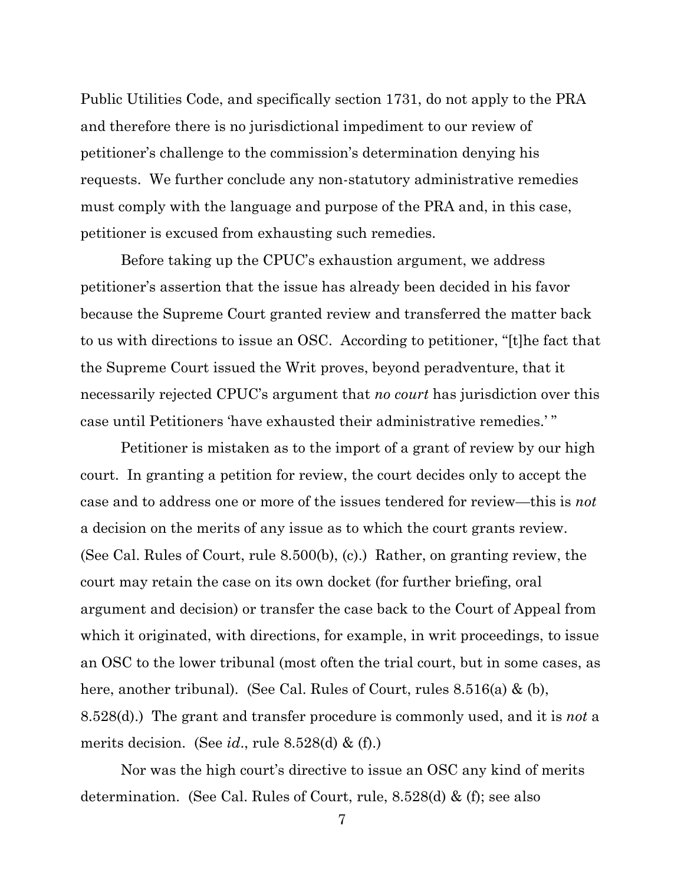Public Utilities Code, and specifically section 1731, do not apply to the PRA and therefore there is no jurisdictional impediment to our review of petitioner's challenge to the commission's determination denying his requests. We further conclude any non-statutory administrative remedies must comply with the language and purpose of the PRA and, in this case, petitioner is excused from exhausting such remedies.

Before taking up the CPUC's exhaustion argument, we address petitioner's assertion that the issue has already been decided in his favor because the Supreme Court granted review and transferred the matter back to us with directions to issue an OSC. According to petitioner, "[t]he fact that the Supreme Court issued the Writ proves, beyond peradventure, that it necessarily rejected CPUC's argument that *no court* has jurisdiction over this case until Petitioners 'have exhausted their administrative remedies.' "

Petitioner is mistaken as to the import of a grant of review by our high court. In granting a petition for review, the court decides only to accept the case and to address one or more of the issues tendered for review—this is *not* a decision on the merits of any issue as to which the court grants review. (See Cal. Rules of Court, rule 8.500(b), (c).) Rather, on granting review, the court may retain the case on its own docket (for further briefing, oral argument and decision) or transfer the case back to the Court of Appeal from which it originated, with directions, for example, in writ proceedings, to issue an OSC to the lower tribunal (most often the trial court, but in some cases, as here, another tribunal). (See Cal. Rules of Court, rules 8.516(a) & (b), 8.528(d).) The grant and transfer procedure is commonly used, and it is *not* a merits decision. (See *id*., rule 8.528(d) & (f).)

Nor was the high court's directive to issue an OSC any kind of merits determination. (See Cal. Rules of Court, rule, 8.528(d) & (f); see also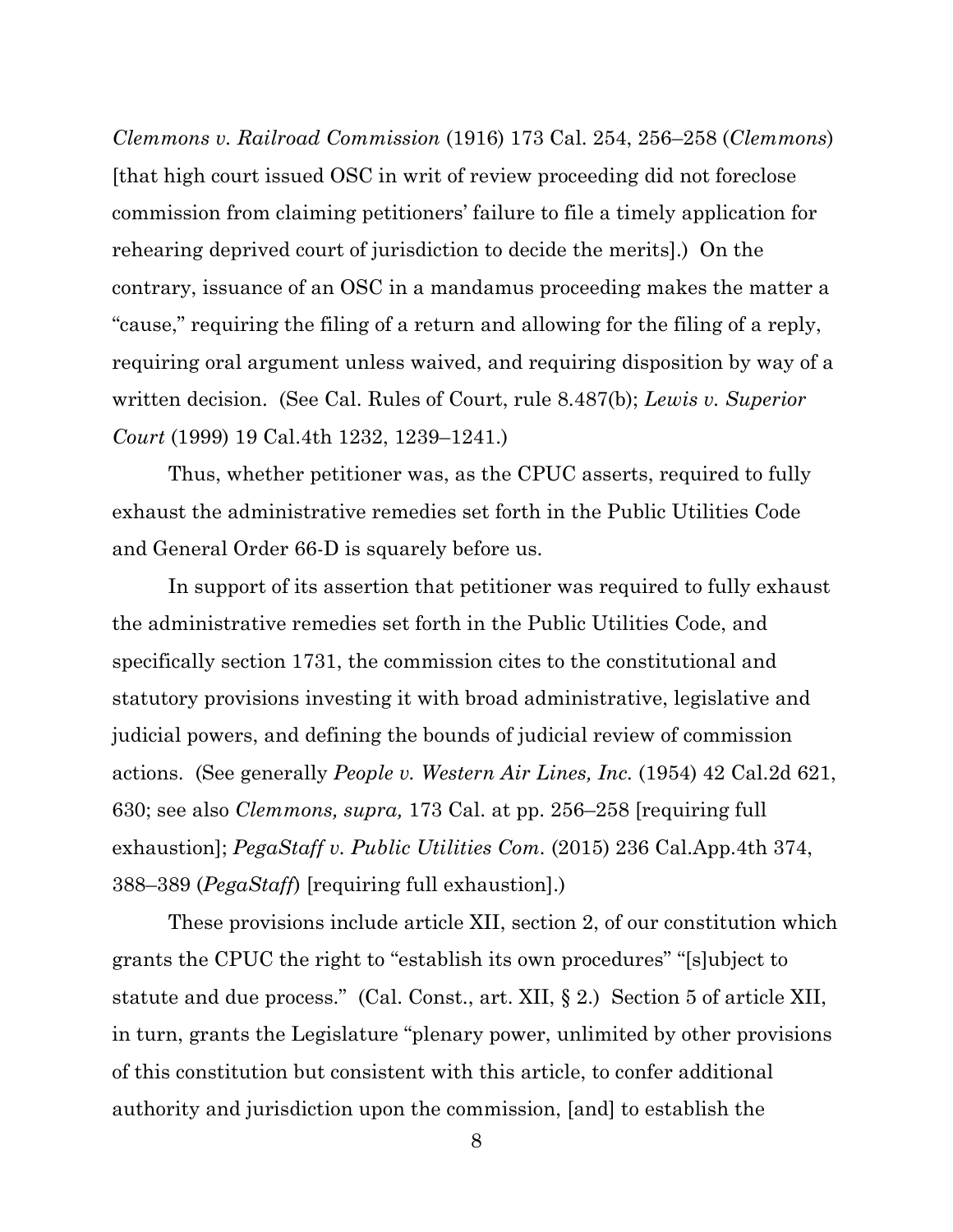*Clemmons v. Railroad Commission* (1916) 173 Cal. 254, 256–258 (*Clemmons*) [that high court issued OSC in writ of review proceeding did not foreclose commission from claiming petitioners' failure to file a timely application for rehearing deprived court of jurisdiction to decide the merits].) On the contrary, issuance of an OSC in a mandamus proceeding makes the matter a "cause," requiring the filing of a return and allowing for the filing of a reply, requiring oral argument unless waived, and requiring disposition by way of a written decision. (See Cal. Rules of Court, rule 8.487(b); *Lewis v. Superior Court* (1999) 19 Cal.4th 1232, 1239–1241.)

Thus, whether petitioner was, as the CPUC asserts, required to fully exhaust the administrative remedies set forth in the Public Utilities Code and General Order 66-D is squarely before us.

In support of its assertion that petitioner was required to fully exhaust the administrative remedies set forth in the Public Utilities Code, and specifically section 1731, the commission cites to the constitutional and statutory provisions investing it with broad administrative, legislative and judicial powers, and defining the bounds of judicial review of commission actions. (See generally *People v. Western Air Lines, Inc.* (1954) 42 Cal.2d 621, 630; see also *Clemmons, supra,* 173 Cal. at pp. 256–258 [requiring full exhaustion]; *PegaStaff v. Public Utilities Com.* (2015) 236 Cal.App.4th 374, 388–389 (*PegaStaff*) [requiring full exhaustion].)

These provisions include article XII, section 2, of our constitution which grants the CPUC the right to "establish its own procedures" "[s]ubject to statute and due process." (Cal. Const., art. XII, § 2.) Section 5 of article XII, in turn, grants the Legislature "plenary power, unlimited by other provisions of this constitution but consistent with this article, to confer additional authority and jurisdiction upon the commission, [and] to establish the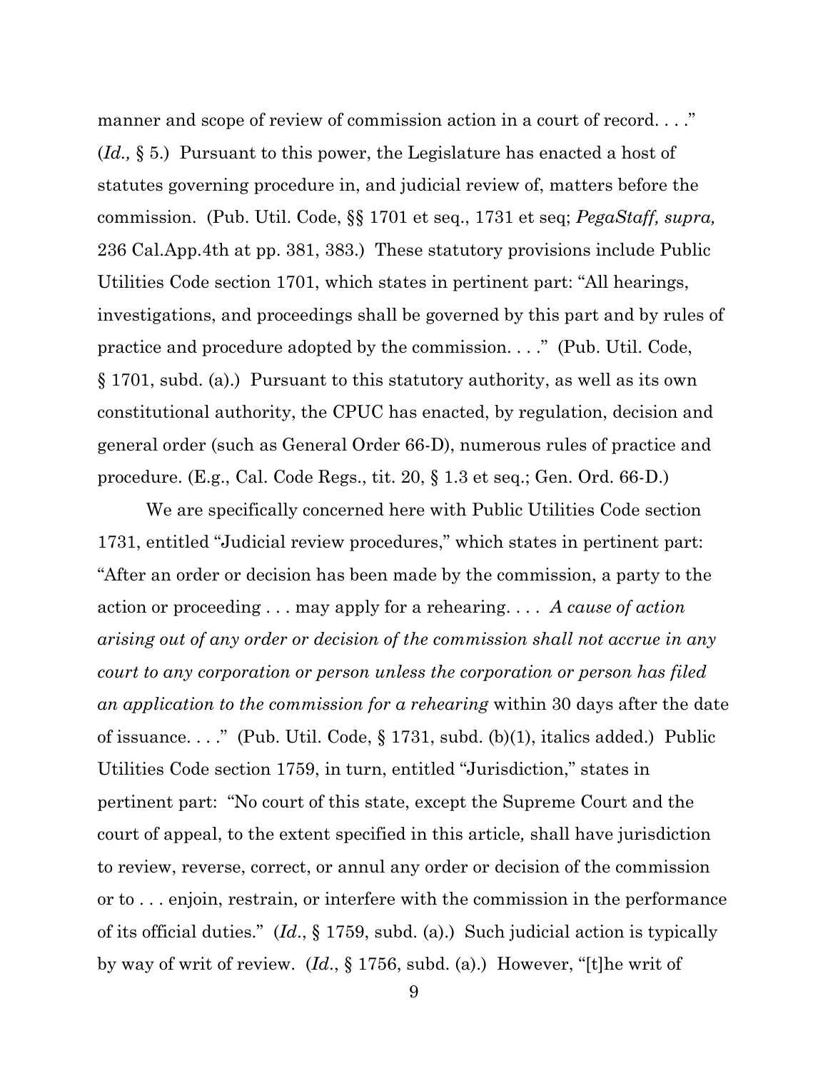manner and scope of review of commission action in a court of record. . . ." (*Id.,* § 5.) Pursuant to this power, the Legislature has enacted a host of statutes governing procedure in, and judicial review of, matters before the commission. (Pub. Util. Code, §§ 1701 et seq., 1731 et seq; *PegaStaff, supra,* 236 Cal.App.4th at pp. 381, 383.) These statutory provisions include Public Utilities Code section 1701, which states in pertinent part: "All hearings, investigations, and proceedings shall be governed by this part and by rules of practice and procedure adopted by the commission. . . ." (Pub. Util. Code, § 1701, subd. (a).) Pursuant to this statutory authority, as well as its own constitutional authority, the CPUC has enacted, by regulation, decision and general order (such as General Order 66-D), numerous rules of practice and procedure. (E.g., Cal. Code Regs., tit. 20, § 1.3 et seq.; Gen. Ord. 66-D.)

We are specifically concerned here with Public Utilities Code section 1731, entitled "Judicial review procedures," which states in pertinent part: "After an order or decision has been made by the commission, a party to the action or proceeding . . . may apply for a rehearing. . . . *A cause of action arising out of any order or decision of the commission shall not accrue in any court to any corporation or person unless the corporation or person has filed an application to the commission for a rehearing* within 30 days after the date of issuance. . . ." (Pub. Util. Code, § 1731, subd. (b)(1), italics added.) Public Utilities Code section 1759, in turn, entitled "Jurisdiction," states in pertinent part: "No court of this state, except the Supreme Court and the court of appeal, to the extent specified in this article, shall have jurisdiction to review, reverse, correct, or annul any order or decision of the commission or to . . . enjoin, restrain, or interfere with the commission in the performance of its official duties." (*Id*., § 1759, subd. (a).) Such judicial action is typically by way of writ of review. (*Id*., § 1756, subd. (a).) However, "[t]he writ of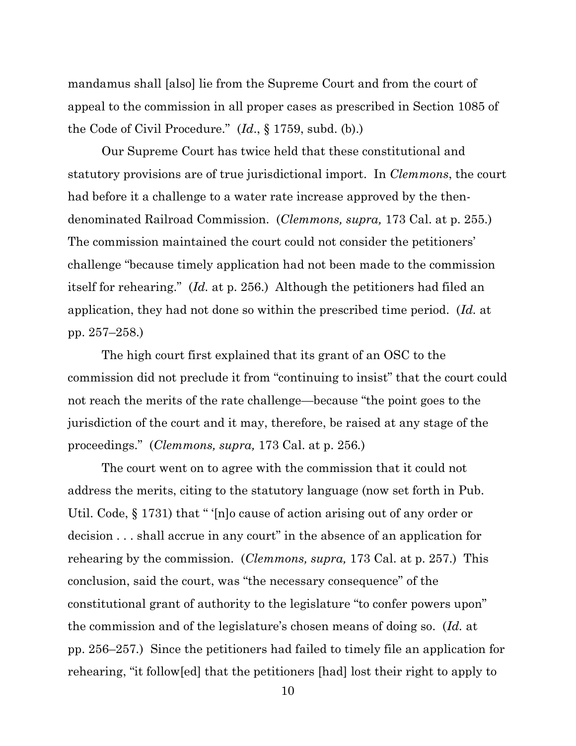mandamus shall [also] lie from the Supreme Court and from the court of appeal to the commission in all proper cases as prescribed in Section 1085 of the Code of Civil Procedure." (*Id*., § 1759, subd. (b).)

Our Supreme Court has twice held that these constitutional and statutory provisions are of true jurisdictional import. In *Clemmons*, the court had before it a challenge to a water rate increase approved by the then-denominated Railroad Commission. (*Clemmons, supra,* 173 Cal. at p. 255.) The commission maintained the court could not consider the petitioners' challenge "because timely application had not been made to the commission itself for rehearing." (*Id.* at p. 256.) Although the petitioners had filed an application, they had not done so within the prescribed time period. (*Id.* at pp. 257–258.)

The high court first explained that its grant of an OSC to the commission did not preclude it from "continuing to insist" that the court could not reach the merits of the rate challenge—because "the point goes to the jurisdiction of the court and it may, therefore, be raised at any stage of the proceedings." (*Clemmons, supra,* 173 Cal. at p. 256.)

The court went on to agree with the commission that it could not address the merits, citing to the statutory language (now set forth in Pub. Util. Code, § 1731) that " '[n]o cause of action arising out of any order or decision . . . shall accrue in any court" in the absence of an application for rehearing by the commission. (*Clemmons, supra,* 173 Cal. at p. 257.) This conclusion, said the court, was "the necessary consequence" of the constitutional grant of authority to the legislature "to confer powers upon" the commission and of the legislature's chosen means of doing so. (*Id.* at pp. 256–257.) Since the petitioners had failed to timely file an application for rehearing, "it follow[ed] that the petitioners [had] lost their right to apply to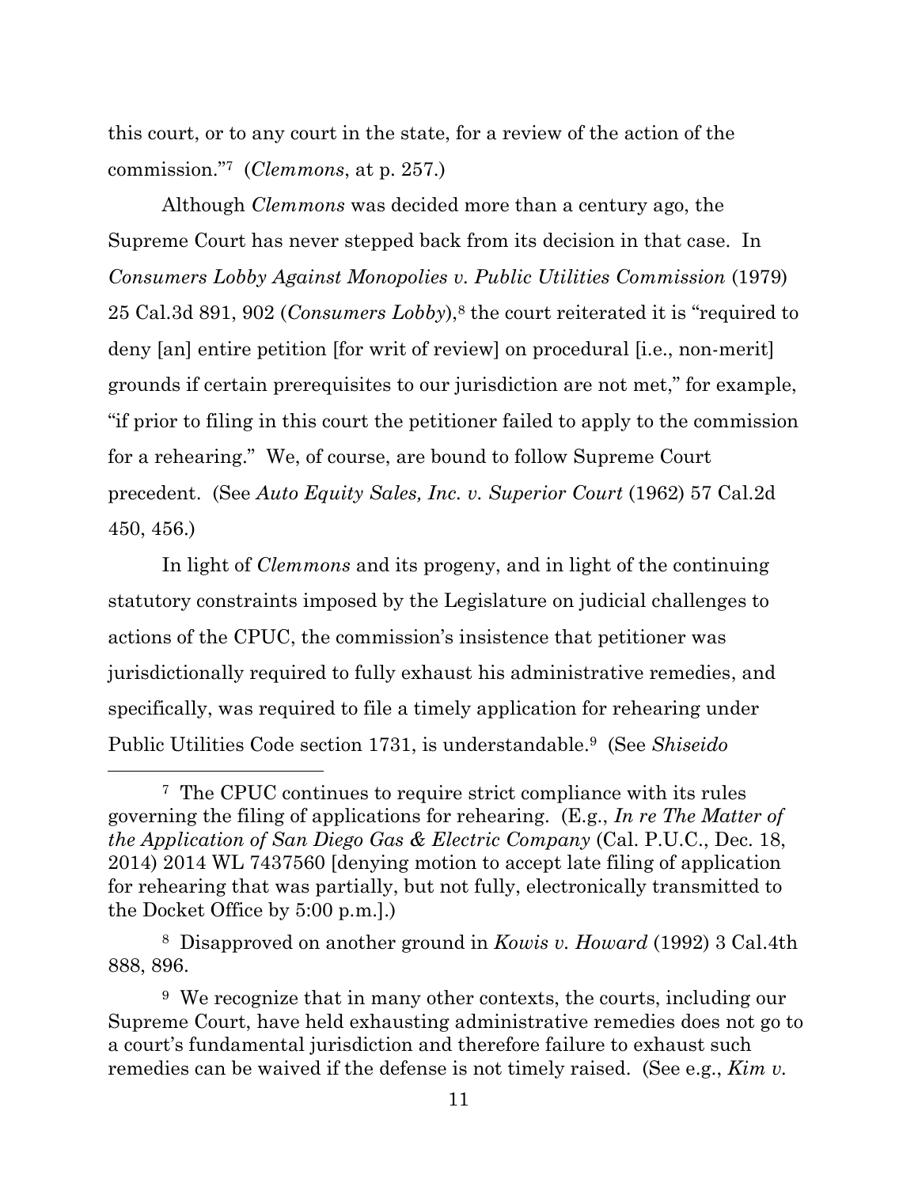this court, or to any court in the state, for a review of the action of the commission."[7] (*Clemmons*, at p. 257.)

Although *Clemmons* was decided more than a century ago, the Supreme Court has never stepped back from its decision in that case. In *Consumers Lobby Against Monopolies v. Public Utilities Commission* (1979) 25 Cal.3d 891, 902 (*Consumers Lobby*),[8] the court reiterated it is "required to deny [an] entire petition [for writ of review] on procedural [i.e., non-merit] grounds if certain prerequisites to our jurisdiction are not met," for example, "if prior to filing in this court the petitioner failed to apply to the commission for a rehearing." We, of course, are bound to follow Supreme Court precedent. (See *Auto Equity Sales, Inc. v. Superior Court* (1962) 57 Cal.2d 450, 456.)

In light of *Clemmons* and its progeny, and in light of the continuing statutory constraints imposed by the Legislature on judicial challenges to actions of the CPUC, the commission's insistence that petitioner was jurisdictionally required to fully exhaust his administrative remedies, and specifically, was required to file a timely application for rehearing under Public Utilities Code section 1731, is understandable.[9] (See *Shiseido*

---

[7] The CPUC continues to require strict compliance with its rules governing the filing of applications for rehearing. (E.g., *In re The Matter of the Application of San Diego Gas & Electric Company* (Cal. P.U.C., Dec. 18, 2014) 2014 WL 7437560 [denying motion to accept late filing of application for rehearing that was partially, but not fully, electronically transmitted to the Docket Office by 5:00 p.m.].)

[8] Disapproved on another ground in *Kowis v. Howard* (1992) 3 Cal.4th 888, 896.

[9] We recognize that in many other contexts, the courts, including our Supreme Court, have held exhausting administrative remedies does not go to a court's fundamental jurisdiction and therefore failure to exhaust such remedies can be waived if the defense is not timely raised. (See e.g., *Kim v.*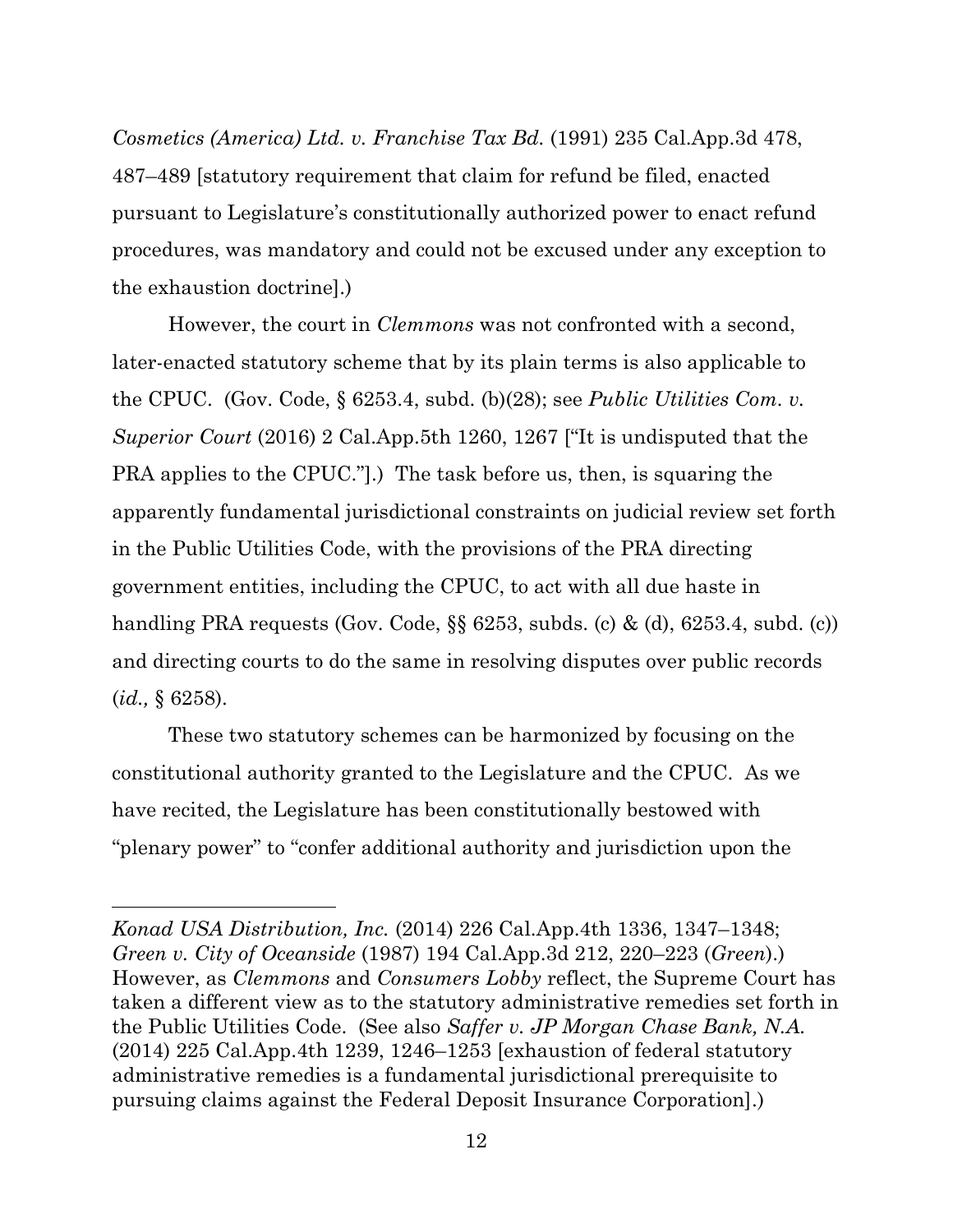*Cosmetics (America) Ltd. v. Franchise Tax Bd.* (1991) 235 Cal.App.3d 478, 487–489 [statutory requirement that claim for refund be filed, enacted pursuant to Legislature's constitutionally authorized power to enact refund procedures, was mandatory and could not be excused under any exception to the exhaustion doctrine].)

However, the court in *Clemmons* was not confronted with a second, later-enacted statutory scheme that by its plain terms is also applicable to the CPUC. (Gov. Code, § 6253.4, subd. (b)(28); see *Public Utilities Com. v. Superior Court* (2016) 2 Cal.App.5th 1260, 1267 ["It is undisputed that the PRA applies to the CPUC."].) The task before us, then, is squaring the apparently fundamental jurisdictional constraints on judicial review set forth in the Public Utilities Code, with the provisions of the PRA directing government entities, including the CPUC, to act with all due haste in handling PRA requests (Gov. Code, §§ 6253, subds. (c) & (d), 6253.4, subd. (c)) and directing courts to do the same in resolving disputes over public records (*id.,* § 6258).

These two statutory schemes can be harmonized by focusing on the constitutional authority granted to the Legislature and the CPUC. As we have recited, the Legislature has been constitutionally bestowed with "plenary power" to "confer additional authority and jurisdiction upon the

---

*Konad USA Distribution, Inc.* (2014) 226 Cal.App.4th 1336, 1347–1348; *Green v. City of Oceanside* (1987) 194 Cal.App.3d 212, 220–223 (*Green*).) However, as *Clemmons* and *Consumers Lobby* reflect, the Supreme Court has taken a different view as to the statutory administrative remedies set forth in the Public Utilities Code. (See also *Saffer v. JP Morgan Chase Bank, N.A.* (2014) 225 Cal.App.4th 1239, 1246–1253 [exhaustion of federal statutory administrative remedies is a fundamental jurisdictional prerequisite to pursuing claims against the Federal Deposit Insurance Corporation].)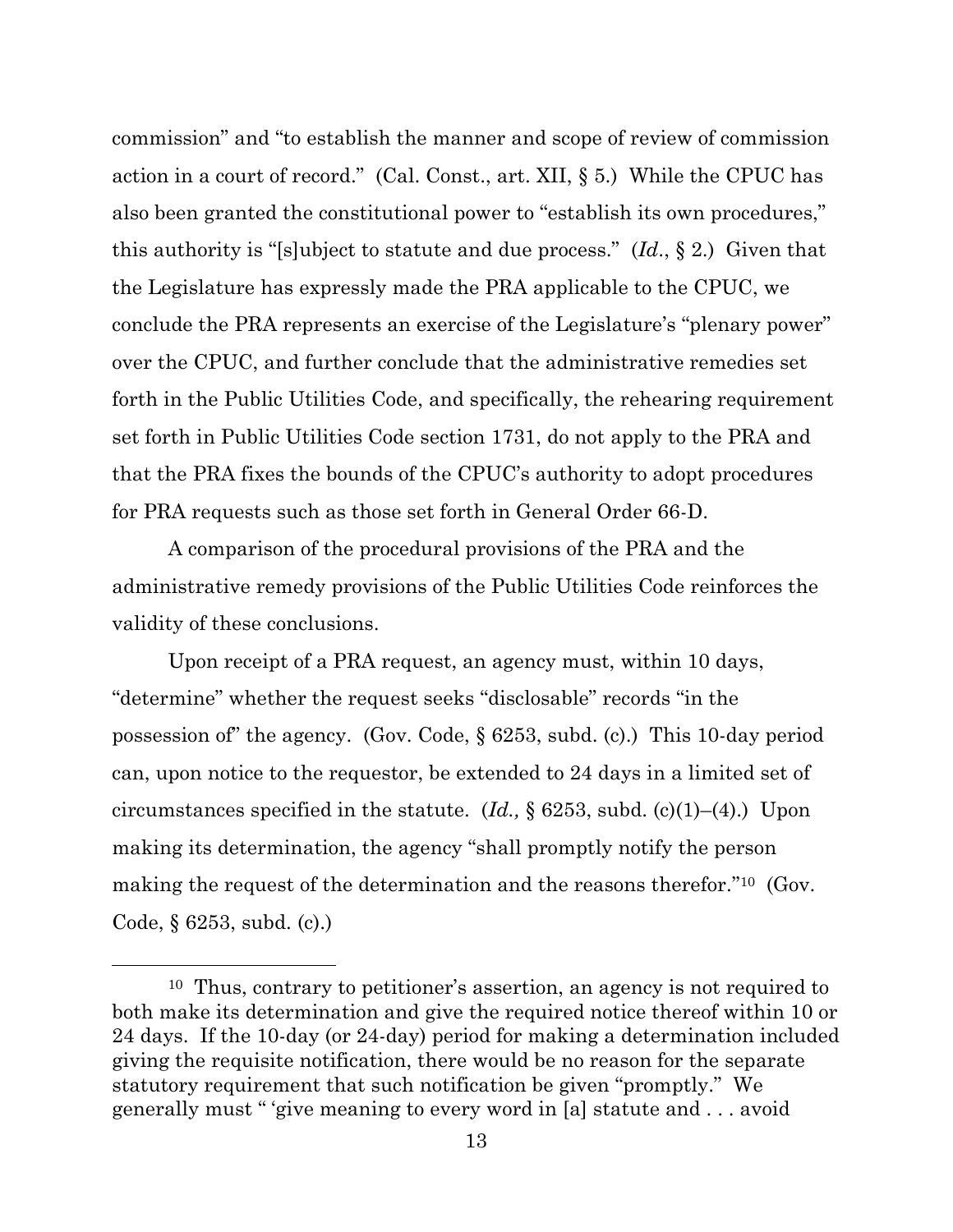commission" and "to establish the manner and scope of review of commission action in a court of record." (Cal. Const., art. XII, § 5.) While the CPUC has also been granted the constitutional power to "establish its own procedures," this authority is "[s]ubject to statute and due process." (*Id.*, § 2.) Given that the Legislature has expressly made the PRA applicable to the CPUC, we conclude the PRA represents an exercise of the Legislature's "plenary power" over the CPUC, and further conclude that the administrative remedies set forth in the Public Utilities Code, and specifically, the rehearing requirement set forth in Public Utilities Code section 1731, do not apply to the PRA and that the PRA fixes the bounds of the CPUC's authority to adopt procedures for PRA requests such as those set forth in General Order 66-D.

A comparison of the procedural provisions of the PRA and the administrative remedy provisions of the Public Utilities Code reinforces the validity of these conclusions.

Upon receipt of a PRA request, an agency must, within 10 days, "determine" whether the request seeks "disclosable" records "in the possession of" the agency. (Gov. Code, § 6253, subd. (c).) This 10-day period can, upon notice to the requestor, be extended to 24 days in a limited set of circumstances specified in the statute. (*Id.,* § 6253, subd. (c)(1)–(4).) Upon making its determination, the agency "shall promptly notify the person making the request of the determination and the reasons therefor."[10] (Gov. Code, § 6253, subd. (c).)

---

[10] Thus, contrary to petitioner's assertion, an agency is not required to both make its determination and give the required notice thereof within 10 or 24 days. If the 10-day (or 24-day) period for making a determination included giving the requisite notification, there would be no reason for the separate statutory requirement that such notification be given "promptly." We generally must " 'give meaning to every word in [a] statute and . . . avoid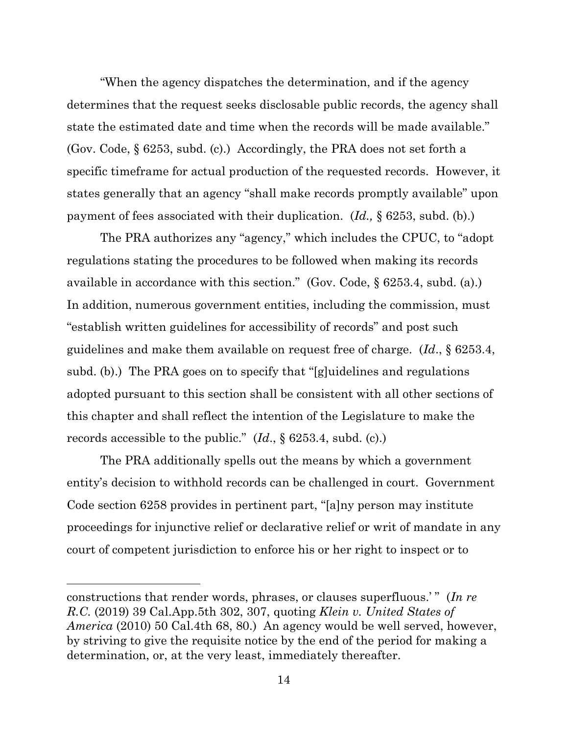"When the agency dispatches the determination, and if the agency determines that the request seeks disclosable public records, the agency shall state the estimated date and time when the records will be made available." (Gov. Code, § 6253, subd. (c).) Accordingly, the PRA does not set forth a specific timeframe for actual production of the requested records. However, it states generally that an agency "shall make records promptly available" upon payment of fees associated with their duplication. (*Id.,* § 6253, subd. (b).)

The PRA authorizes any "agency," which includes the CPUC, to "adopt regulations stating the procedures to be followed when making its records available in accordance with this section." (Gov. Code, § 6253.4, subd. (a).) In addition, numerous government entities, including the commission, must "establish written guidelines for accessibility of records" and post such guidelines and make them available on request free of charge. (*Id*., § 6253.4, subd. (b).) The PRA goes on to specify that "[g]uidelines and regulations adopted pursuant to this section shall be consistent with all other sections of this chapter and shall reflect the intention of the Legislature to make the records accessible to the public." (*Id*., § 6253.4, subd. (c).)

The PRA additionally spells out the means by which a government entity's decision to withhold records can be challenged in court. Government Code section 6258 provides in pertinent part, "[a]ny person may institute proceedings for injunctive relief or declarative relief or writ of mandate in any court of competent jurisdiction to enforce his or her right to inspect or to

---

constructions that render words, phrases, or clauses superfluous.' " (*In re R.C.* (2019) 39 Cal.App.5th 302, 307, quoting *Klein v. United States of America* (2010) 50 Cal.4th 68, 80.) An agency would be well served, however, by striving to give the requisite notice by the end of the period for making a determination, or, at the very least, immediately thereafter.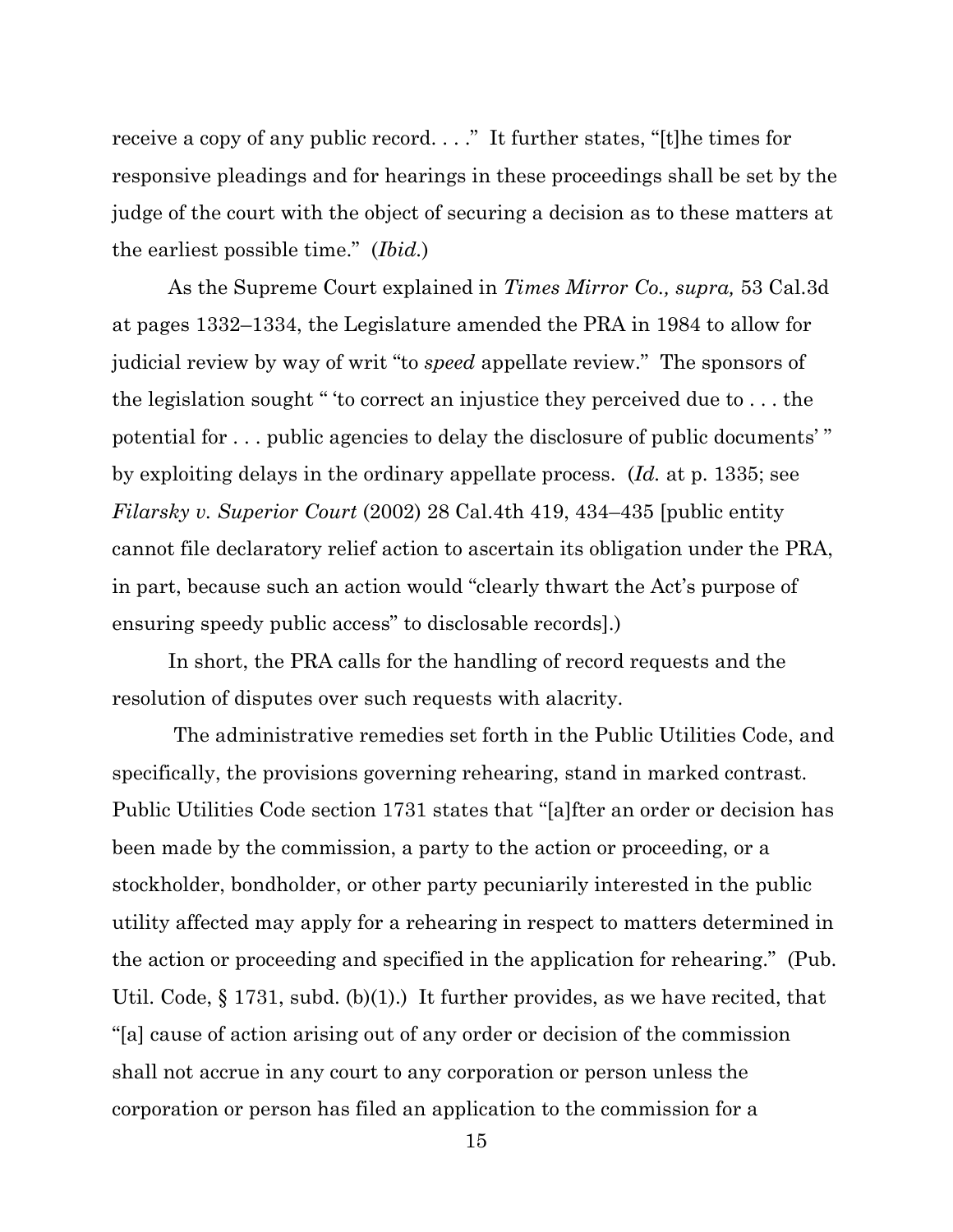receive a copy of any public record. . . ." It further states, "[t]he times for responsive pleadings and for hearings in these proceedings shall be set by the judge of the court with the object of securing a decision as to these matters at the earliest possible time." (*Ibid.*)

As the Supreme Court explained in *Times Mirror Co., supra,* 53 Cal.3d at pages 1332–1334, the Legislature amended the PRA in 1984 to allow for judicial review by way of writ "to *speed* appellate review." The sponsors of the legislation sought " 'to correct an injustice they perceived due to . . . the potential for . . . public agencies to delay the disclosure of public documents' " by exploiting delays in the ordinary appellate process. (*Id.* at p. 1335; see *Filarsky v. Superior Court* (2002) 28 Cal.4th 419, 434–435 [public entity cannot file declaratory relief action to ascertain its obligation under the PRA, in part, because such an action would "clearly thwart the Act's purpose of ensuring speedy public access" to disclosable records].)

In short, the PRA calls for the handling of record requests and the resolution of disputes over such requests with alacrity.

The administrative remedies set forth in the Public Utilities Code, and specifically, the provisions governing rehearing, stand in marked contrast. Public Utilities Code section 1731 states that "[a]fter an order or decision has been made by the commission, a party to the action or proceeding, or a stockholder, bondholder, or other party pecuniarily interested in the public utility affected may apply for a rehearing in respect to matters determined in the action or proceeding and specified in the application for rehearing." (Pub. Util. Code, § 1731, subd. (b)(1).) It further provides, as we have recited, that "[a] cause of action arising out of any order or decision of the commission shall not accrue in any court to any corporation or person unless the corporation or person has filed an application to the commission for a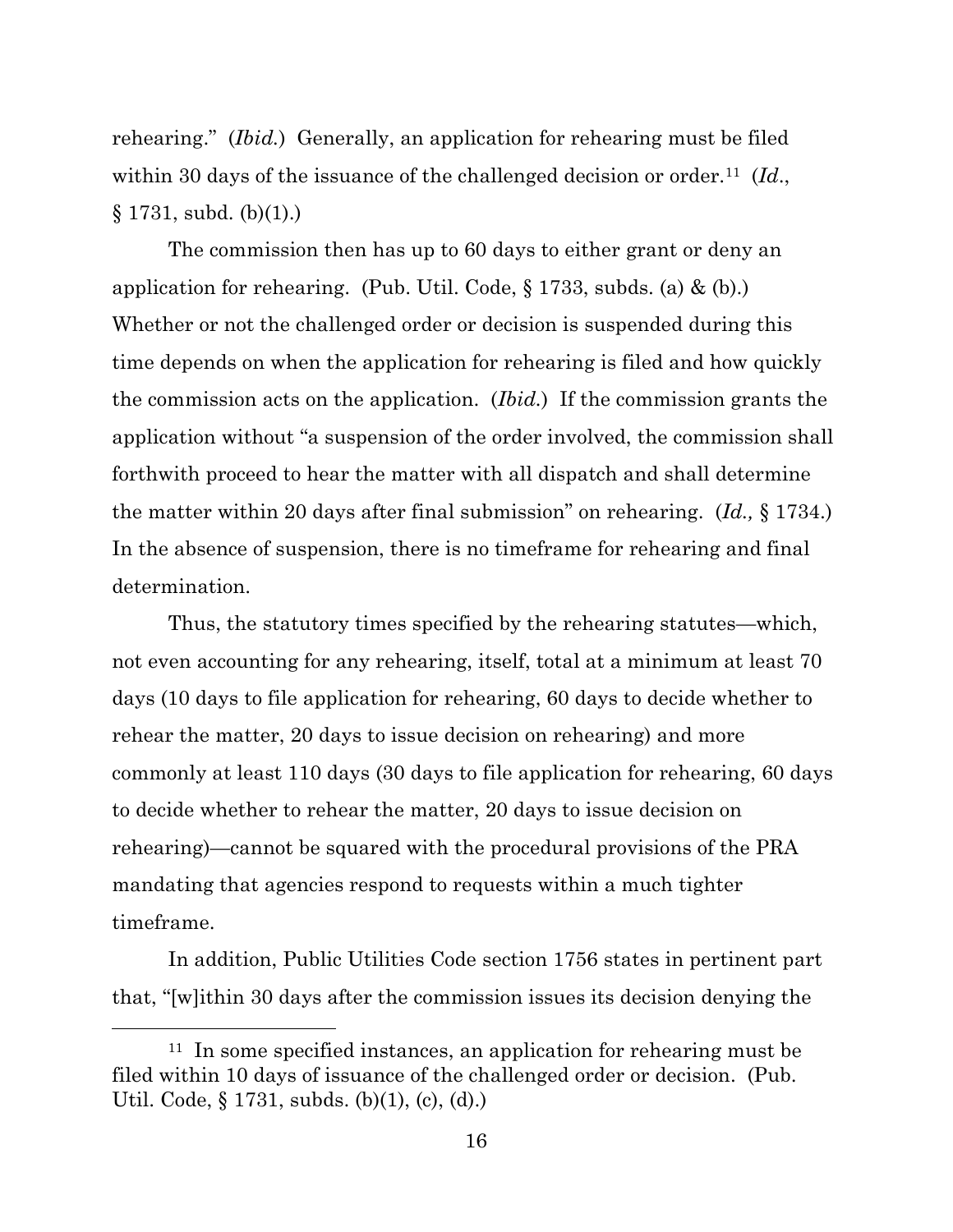rehearing." (*Ibid.*) Generally, an application for rehearing must be filed within 30 days of the issuance of the challenged decision or order.[11] (*Id*., § 1731, subd. (b)(1).)

The commission then has up to 60 days to either grant or deny an application for rehearing. (Pub. Util. Code, § 1733, subds. (a) & (b).) Whether or not the challenged order or decision is suspended during this time depends on when the application for rehearing is filed and how quickly the commission acts on the application. (*Ibid.*) If the commission grants the application without "a suspension of the order involved, the commission shall forthwith proceed to hear the matter with all dispatch and shall determine the matter within 20 days after final submission" on rehearing. (*Id.,* § 1734.) In the absence of suspension, there is no timeframe for rehearing and final determination.

Thus, the statutory times specified by the rehearing statutes—which, not even accounting for any rehearing, itself, total at a minimum at least 70 days (10 days to file application for rehearing, 60 days to decide whether to rehear the matter, 20 days to issue decision on rehearing) and more commonly at least 110 days (30 days to file application for rehearing, 60 days to decide whether to rehear the matter, 20 days to issue decision on rehearing)—cannot be squared with the procedural provisions of the PRA mandating that agencies respond to requests within a much tighter timeframe.

In addition, Public Utilities Code section 1756 states in pertinent part that, "[w]ithin 30 days after the commission issues its decision denying the

---

[11] In some specified instances, an application for rehearing must be filed within 10 days of issuance of the challenged order or decision. (Pub. Util. Code, § 1731, subds. (b)(1), (c), (d).)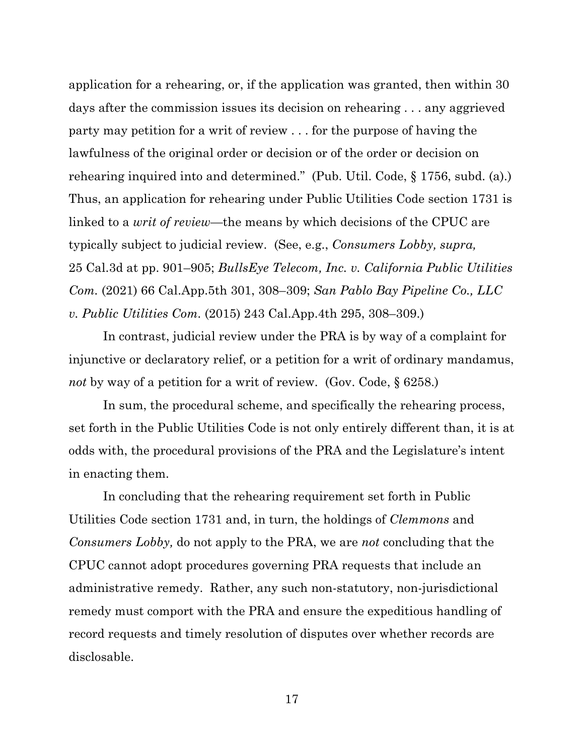application for a rehearing, or, if the application was granted, then within 30 days after the commission issues its decision on rehearing . . . any aggrieved party may petition for a writ of review . . . for the purpose of having the lawfulness of the original order or decision or of the order or decision on rehearing inquired into and determined." (Pub. Util. Code, § 1756, subd. (a).) Thus, an application for rehearing under Public Utilities Code section 1731 is linked to a *writ of review*—the means by which decisions of the CPUC are typically subject to judicial review. (See, e.g., *Consumers Lobby, supra,* 25 Cal.3d at pp. 901–905; *BullsEye Telecom, Inc. v. California Public Utilities Com.* (2021) 66 Cal.App.5th 301, 308–309; *San Pablo Bay Pipeline Co., LLC v. Public Utilities Com.* (2015) 243 Cal.App.4th 295, 308–309.)

In contrast, judicial review under the PRA is by way of a complaint for injunctive or declaratory relief, or a petition for a writ of ordinary mandamus, *not* by way of a petition for a writ of review. (Gov. Code, § 6258.)

In sum, the procedural scheme, and specifically the rehearing process, set forth in the Public Utilities Code is not only entirely different than, it is at odds with, the procedural provisions of the PRA and the Legislature's intent in enacting them.

In concluding that the rehearing requirement set forth in Public Utilities Code section 1731 and, in turn, the holdings of *Clemmons* and *Consumers Lobby,* do not apply to the PRA, we are *not* concluding that the CPUC cannot adopt procedures governing PRA requests that include an administrative remedy. Rather, any such non-statutory, non-jurisdictional remedy must comport with the PRA and ensure the expeditious handling of record requests and timely resolution of disputes over whether records are disclosable.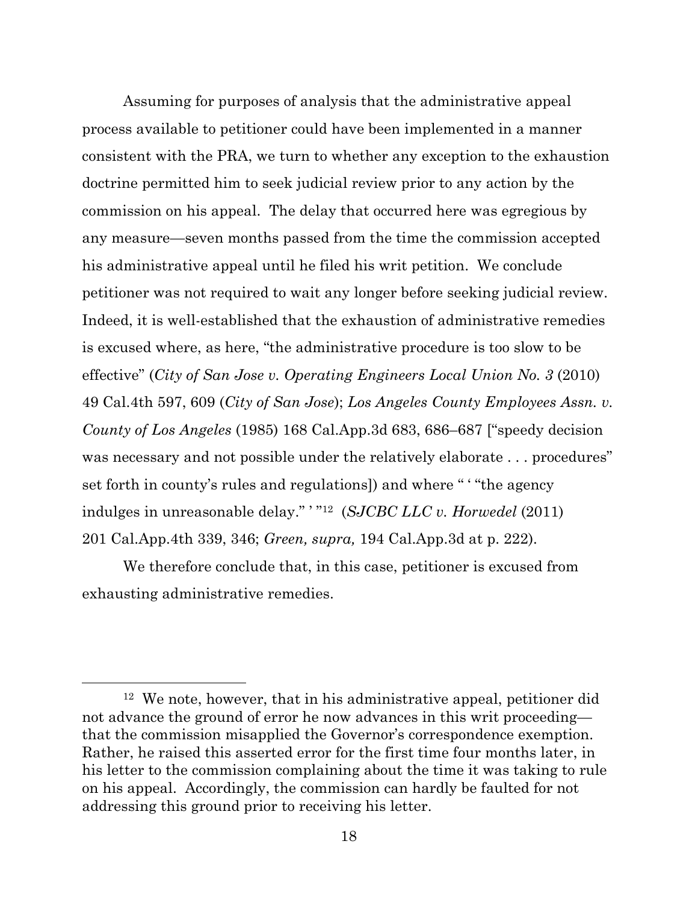Assuming for purposes of analysis that the administrative appeal process available to petitioner could have been implemented in a manner consistent with the PRA, we turn to whether any exception to the exhaustion doctrine permitted him to seek judicial review prior to any action by the commission on his appeal. The delay that occurred here was egregious by any measure—seven months passed from the time the commission accepted his administrative appeal until he filed his writ petition. We conclude petitioner was not required to wait any longer before seeking judicial review. Indeed, it is well-established that the exhaustion of administrative remedies is excused where, as here, "the administrative procedure is too slow to be effective" (*City of San Jose v. Operating Engineers Local Union No. 3* (2010) 49 Cal.4th 597, 609 (*City of San Jose*); *Los Angeles County Employees Assn. v. County of Los Angeles* (1985) 168 Cal.App.3d 683, 686–687 ["speedy decision was necessary and not possible under the relatively elaborate . . . procedures" set forth in county's rules and regulations]) and where " ' "the agency indulges in unreasonable delay." ' "[12] (*SJCBC LLC v. Horwedel* (2011) 201 Cal.App.4th 339, 346; *Green, supra,* 194 Cal.App.3d at p. 222).

We therefore conclude that, in this case, petitioner is excused from exhausting administrative remedies.

---

[12] We note, however, that in his administrative appeal, petitioner did not advance the ground of error he now advances in this writ proceeding—that the commission misapplied the Governor's correspondence exemption. Rather, he raised this asserted error for the first time four months later, in his letter to the commission complaining about the time it was taking to rule on his appeal. Accordingly, the commission can hardly be faulted for not addressing this ground prior to receiving his letter.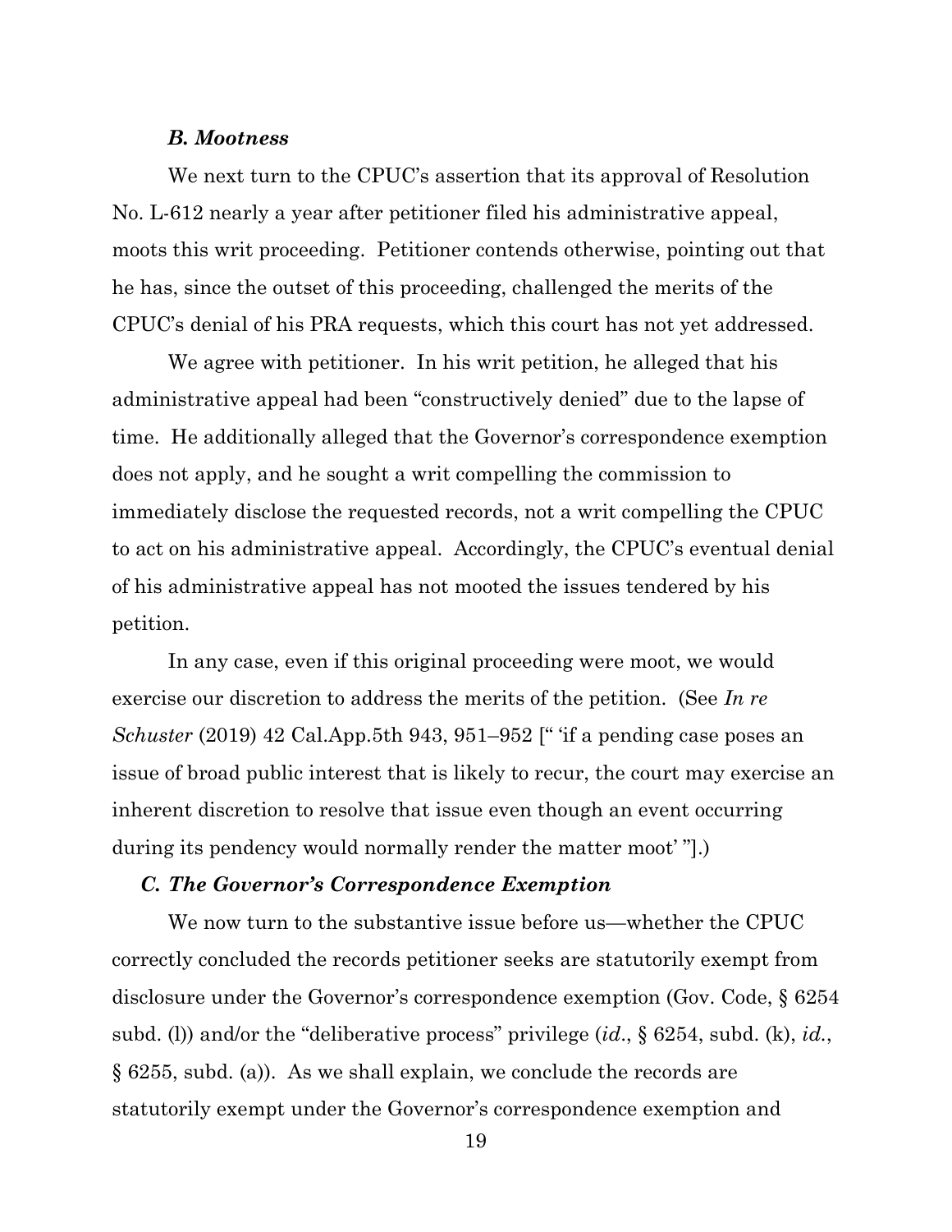### *B. Mootness*

We next turn to the CPUC's assertion that its approval of Resolution No. L-612 nearly a year after petitioner filed his administrative appeal, moots this writ proceeding. Petitioner contends otherwise, pointing out that he has, since the outset of this proceeding, challenged the merits of the CPUC's denial of his PRA requests, which this court has not yet addressed.

We agree with petitioner. In his writ petition, he alleged that his administrative appeal had been "constructively denied" due to the lapse of time. He additionally alleged that the Governor's correspondence exemption does not apply, and he sought a writ compelling the commission to immediately disclose the requested records, not a writ compelling the CPUC to act on his administrative appeal. Accordingly, the CPUC's eventual denial of his administrative appeal has not mooted the issues tendered by his petition.

In any case, even if this original proceeding were moot, we would exercise our discretion to address the merits of the petition. (See *In re Schuster* (2019) 42 Cal.App.5th 943, 951–952 [" 'if a pending case poses an issue of broad public interest that is likely to recur, the court may exercise an inherent discretion to resolve that issue even though an event occurring during its pendency would normally render the matter moot' "].)

### *C. The Governor's Correspondence Exemption*

We now turn to the substantive issue before us—whether the CPUC correctly concluded the records petitioner seeks are statutorily exempt from disclosure under the Governor's correspondence exemption (Gov. Code, § 6254 subd. (l)) and/or the "deliberative process" privilege (*id*., § 6254, subd. (k), *id*., § 6255, subd. (a)). As we shall explain, we conclude the records are statutorily exempt under the Governor's correspondence exemption and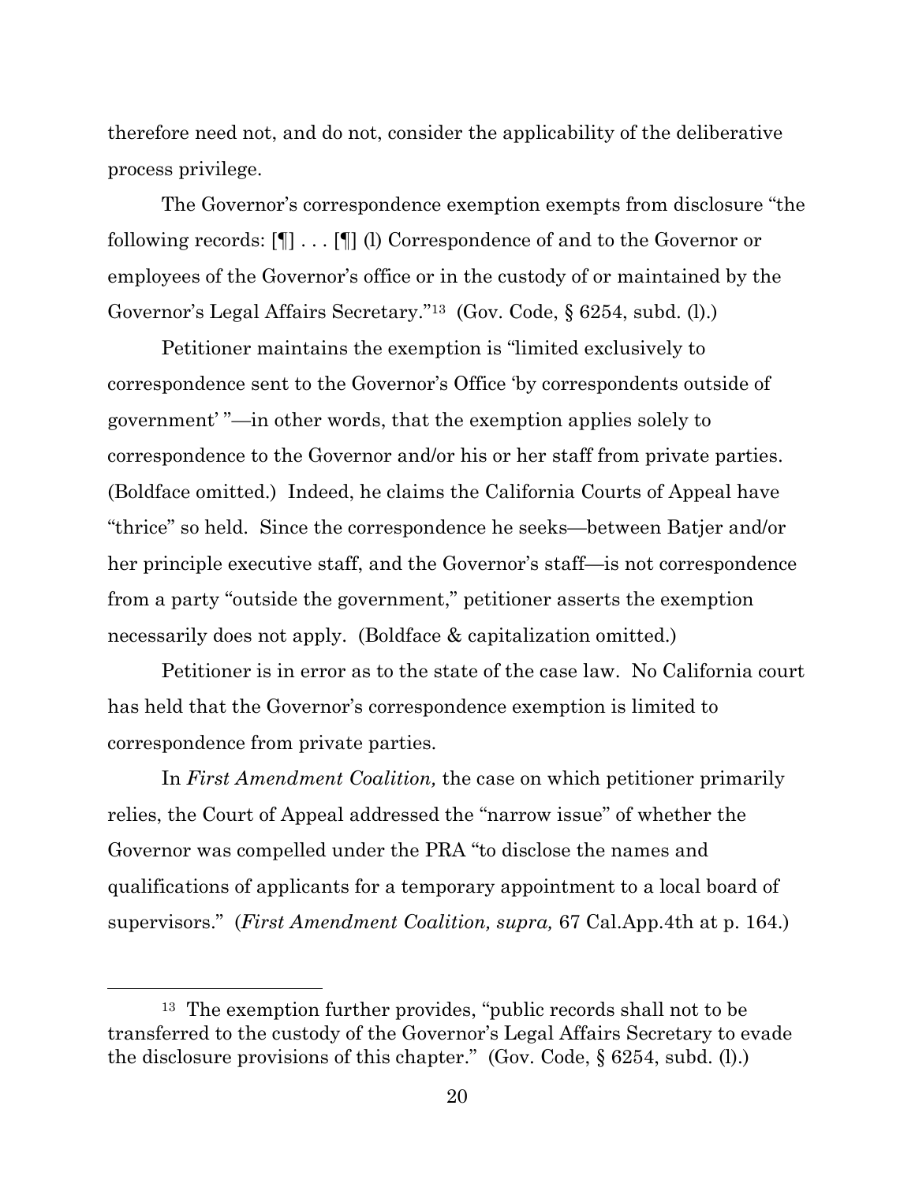therefore need not, and do not, consider the applicability of the deliberative process privilege.

The Governor's correspondence exemption exempts from disclosure "the following records: [¶] . . . [¶] (l) Correspondence of and to the Governor or employees of the Governor's office or in the custody of or maintained by the Governor's Legal Affairs Secretary."[13] (Gov. Code, § 6254, subd. (l).)

Petitioner maintains the exemption is "limited exclusively to correspondence sent to the Governor's Office 'by correspondents outside of government' "—in other words, that the exemption applies solely to correspondence to the Governor and/or his or her staff from private parties. (Boldface omitted.) Indeed, he claims the California Courts of Appeal have "thrice" so held. Since the correspondence he seeks—between Batjer and/or her principle executive staff, and the Governor's staff—is not correspondence from a party "outside the government," petitioner asserts the exemption necessarily does not apply. (Boldface & capitalization omitted.)

Petitioner is in error as to the state of the case law. No California court has held that the Governor's correspondence exemption is limited to correspondence from private parties.

In *First Amendment Coalition,* the case on which petitioner primarily relies, the Court of Appeal addressed the "narrow issue" of whether the Governor was compelled under the PRA "to disclose the names and qualifications of applicants for a temporary appointment to a local board of supervisors." (*First Amendment Coalition, supra,* 67 Cal.App.4th at p. 164.)

---

[13] The exemption further provides, "public records shall not to be transferred to the custody of the Governor's Legal Affairs Secretary to evade the disclosure provisions of this chapter." (Gov. Code, § 6254, subd. (l).)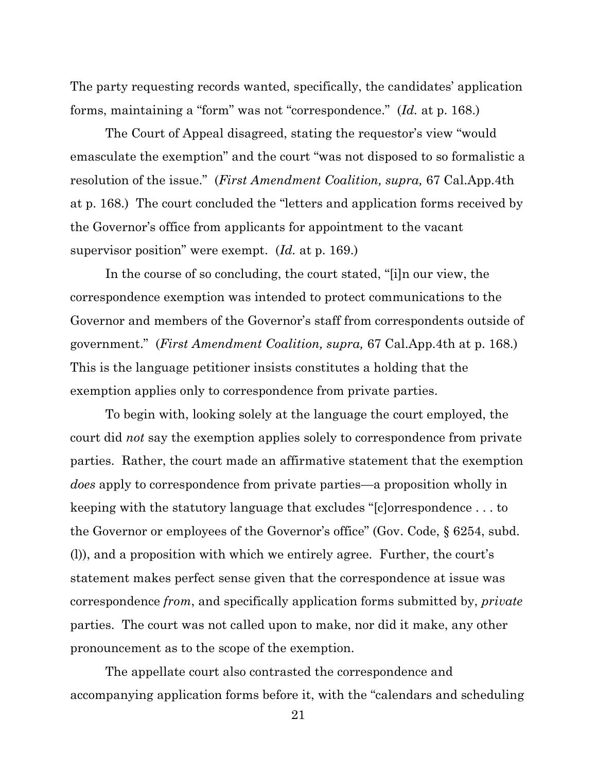The party requesting records wanted, specifically, the candidates' application forms, maintaining a "form" was not "correspondence." (*Id.* at p. 168.)

The Court of Appeal disagreed, stating the requestor's view "would emasculate the exemption" and the court "was not disposed to so formalistic a resolution of the issue." (*First Amendment Coalition, supra,* 67 Cal.App.4th at p. 168.) The court concluded the "letters and application forms received by the Governor's office from applicants for appointment to the vacant supervisor position" were exempt. (*Id.* at p. 169.)

In the course of so concluding, the court stated, "[i]n our view, the correspondence exemption was intended to protect communications to the Governor and members of the Governor's staff from correspondents outside of government." (*First Amendment Coalition, supra,* 67 Cal.App.4th at p. 168.) This is the language petitioner insists constitutes a holding that the exemption applies only to correspondence from private parties.

To begin with, looking solely at the language the court employed, the court did *not* say the exemption applies solely to correspondence from private parties. Rather, the court made an affirmative statement that the exemption *does* apply to correspondence from private parties—a proposition wholly in keeping with the statutory language that excludes "[c]orrespondence . . . to the Governor or employees of the Governor's office" (Gov. Code, § 6254, subd. (l)), and a proposition with which we entirely agree. Further, the court's statement makes perfect sense given that the correspondence at issue was correspondence *from*, and specifically application forms submitted by, *private* parties. The court was not called upon to make, nor did it make, any other pronouncement as to the scope of the exemption.

The appellate court also contrasted the correspondence and accompanying application forms before it, with the "calendars and scheduling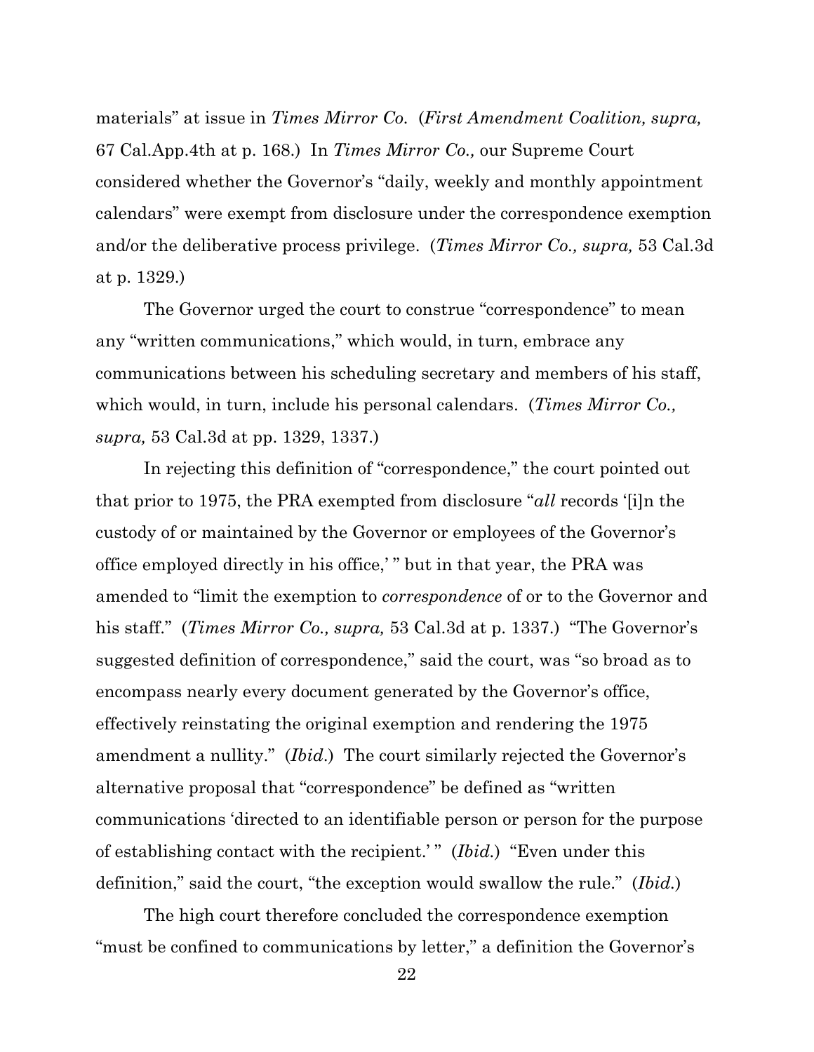materials" at issue in *Times Mirror Co.* (*First Amendment Coalition, supra,* 67 Cal.App.4th at p. 168.) In *Times Mirror Co.,* our Supreme Court considered whether the Governor's "daily, weekly and monthly appointment calendars" were exempt from disclosure under the correspondence exemption and/or the deliberative process privilege. (*Times Mirror Co., supra,* 53 Cal.3d at p. 1329.)

The Governor urged the court to construe "correspondence" to mean any "written communications," which would, in turn, embrace any communications between his scheduling secretary and members of his staff, which would, in turn, include his personal calendars. (*Times Mirror Co., supra,* 53 Cal.3d at pp. 1329, 1337.)

In rejecting this definition of "correspondence," the court pointed out that prior to 1975, the PRA exempted from disclosure "*all* records '[i]n the custody of or maintained by the Governor or employees of the Governor's office employed directly in his office,' " but in that year, the PRA was amended to "limit the exemption to *correspondence* of or to the Governor and his staff." (*Times Mirror Co., supra,* 53 Cal.3d at p. 1337.) "The Governor's suggested definition of correspondence," said the court, was "so broad as to encompass nearly every document generated by the Governor's office, effectively reinstating the original exemption and rendering the 1975 amendment a nullity." (*Ibid.*) The court similarly rejected the Governor's alternative proposal that "correspondence" be defined as "written communications 'directed to an identifiable person or person for the purpose of establishing contact with the recipient.' " (*Ibid.*) "Even under this definition," said the court, "the exception would swallow the rule." (*Ibid.*)

The high court therefore concluded the correspondence exemption "must be confined to communications by letter," a definition the Governor's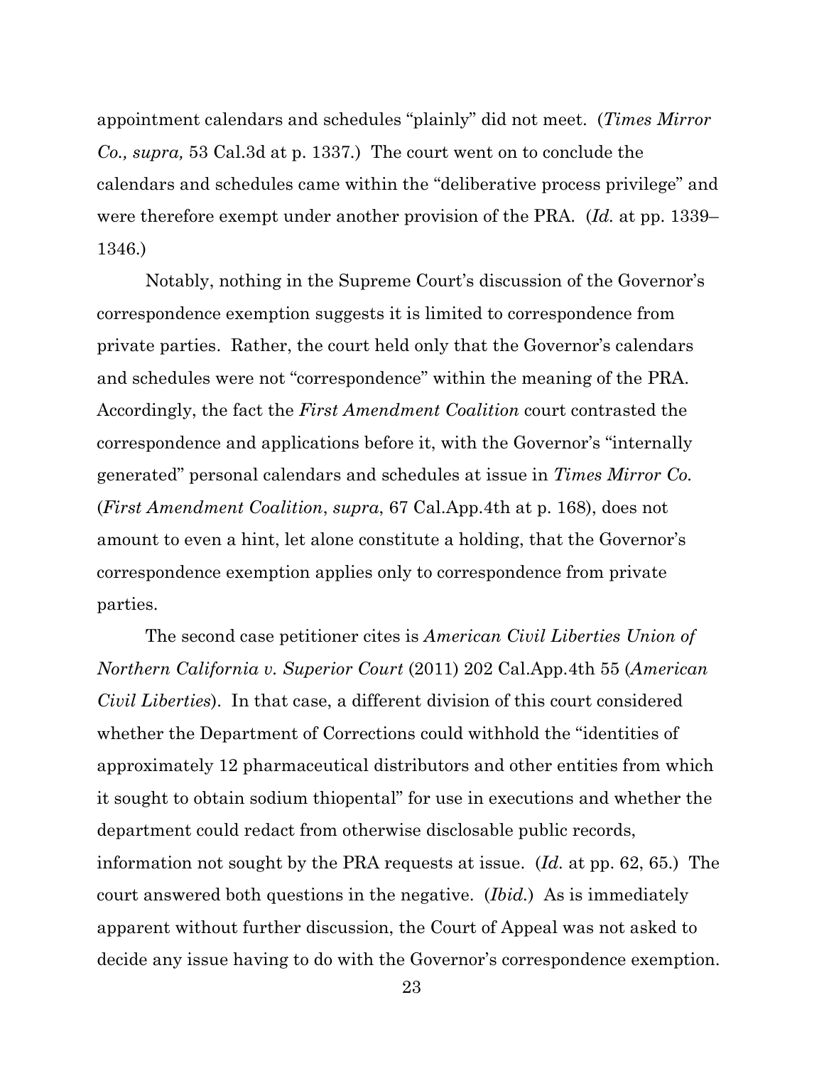appointment calendars and schedules "plainly" did not meet. (*Times Mirror Co., supra,* 53 Cal.3d at p. 1337.) The court went on to conclude the calendars and schedules came within the "deliberative process privilege" and were therefore exempt under another provision of the PRA. (*Id.* at pp. 1339–1346.)

Notably, nothing in the Supreme Court's discussion of the Governor's correspondence exemption suggests it is limited to correspondence from private parties. Rather, the court held only that the Governor's calendars and schedules were not "correspondence" within the meaning of the PRA. Accordingly, the fact the *First Amendment Coalition* court contrasted the correspondence and applications before it, with the Governor's "internally generated" personal calendars and schedules at issue in *Times Mirror Co.* (*First Amendment Coalition*, *supra*, 67 Cal.App.4th at p. 168), does not amount to even a hint, let alone constitute a holding, that the Governor's correspondence exemption applies only to correspondence from private parties.

The second case petitioner cites is *American Civil Liberties Union of Northern California v. Superior Court* (2011) 202 Cal.App.4th 55 (*American Civil Liberties*). In that case, a different division of this court considered whether the Department of Corrections could withhold the "identities of approximately 12 pharmaceutical distributors and other entities from which it sought to obtain sodium thiopental" for use in executions and whether the department could redact from otherwise disclosable public records, information not sought by the PRA requests at issue. (*Id.* at pp. 62, 65.) The court answered both questions in the negative. (*Ibid.*) As is immediately apparent without further discussion, the Court of Appeal was not asked to decide any issue having to do with the Governor's correspondence exemption.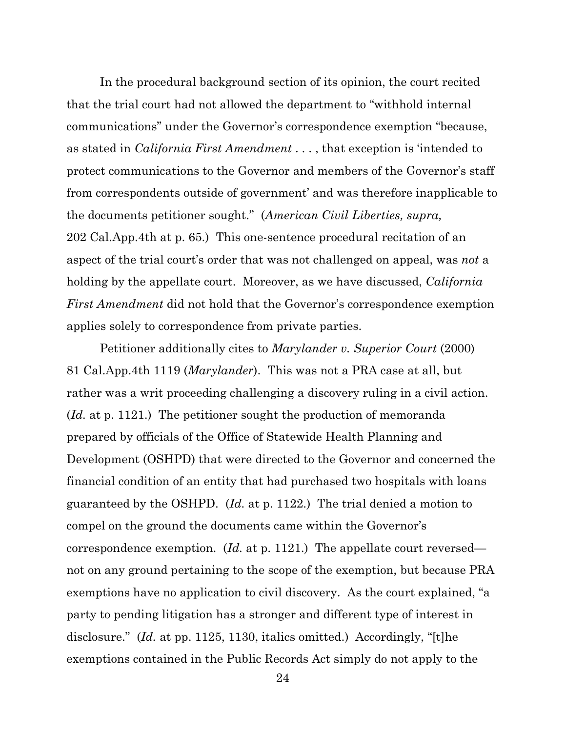In the procedural background section of its opinion, the court recited that the trial court had not allowed the department to "withhold internal communications" under the Governor's correspondence exemption "because, as stated in *California First Amendment* . . . , that exception is 'intended to protect communications to the Governor and members of the Governor's staff from correspondents outside of government' and was therefore inapplicable to the documents petitioner sought." (*American Civil Liberties, supra,* 202 Cal.App.4th at p. 65.) This one-sentence procedural recitation of an aspect of the trial court's order that was not challenged on appeal, was *not* a holding by the appellate court. Moreover, as we have discussed, *California First Amendment* did not hold that the Governor's correspondence exemption applies solely to correspondence from private parties.

Petitioner additionally cites to *Marylander v. Superior Court* (2000) 81 Cal.App.4th 1119 (*Marylander*). This was not a PRA case at all, but rather was a writ proceeding challenging a discovery ruling in a civil action. (*Id.* at p. 1121.) The petitioner sought the production of memoranda prepared by officials of the Office of Statewide Health Planning and Development (OSHPD) that were directed to the Governor and concerned the financial condition of an entity that had purchased two hospitals with loans guaranteed by the OSHPD. (*Id.* at p. 1122.) The trial denied a motion to compel on the ground the documents came within the Governor's correspondence exemption. (*Id.* at p. 1121.) The appellate court reversed—not on any ground pertaining to the scope of the exemption, but because PRA exemptions have no application to civil discovery. As the court explained, "a party to pending litigation has a stronger and different type of interest in disclosure." (*Id.* at pp. 1125, 1130, italics omitted.) Accordingly, "[t]he exemptions contained in the Public Records Act simply do not apply to the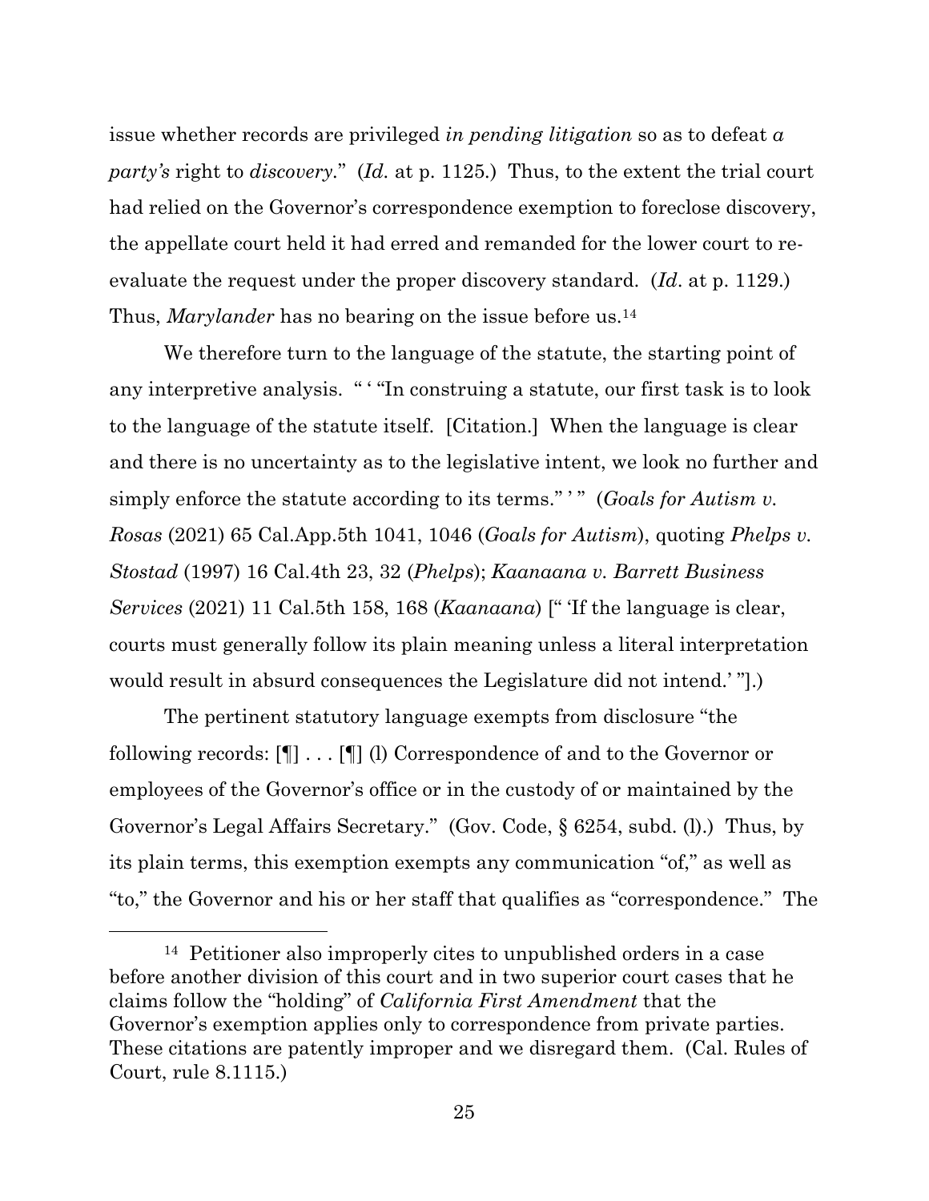issue whether records are privileged *in pending litigation* so as to defeat *a party's* right to *discovery*." (*Id.* at p. 1125.) Thus, to the extent the trial court had relied on the Governor's correspondence exemption to foreclose discovery, the appellate court held it had erred and remanded for the lower court to re-evaluate the request under the proper discovery standard. (*Id*. at p. 1129.) Thus, *Marylander* has no bearing on the issue before us.[14]

We therefore turn to the language of the statute, the starting point of any interpretive analysis. " ' "In construing a statute, our first task is to look to the language of the statute itself. [Citation.] When the language is clear and there is no uncertainty as to the legislative intent, we look no further and simply enforce the statute according to its terms." ' " (*Goals for Autism v. Rosas* (2021) 65 Cal.App.5th 1041, 1046 (*Goals for Autism*), quoting *Phelps v. Stostad* (1997) 16 Cal.4th 23, 32 (*Phelps*); *Kaanaana v. Barrett Business Services* (2021) 11 Cal.5th 158, 168 (*Kaanaana*) [" 'If the language is clear, courts must generally follow its plain meaning unless a literal interpretation would result in absurd consequences the Legislature did not intend.' "].)

The pertinent statutory language exempts from disclosure "the following records: [¶] . . . [¶] (l) Correspondence of and to the Governor or employees of the Governor's office or in the custody of or maintained by the Governor's Legal Affairs Secretary." (Gov. Code, § 6254, subd. (l).) Thus, by its plain terms, this exemption exempts any communication "of," as well as "to," the Governor and his or her staff that qualifies as "correspondence." The

---

[14] Petitioner also improperly cites to unpublished orders in a case before another division of this court and in two superior court cases that he claims follow the "holding" of *California First Amendment* that the Governor's exemption applies only to correspondence from private parties. These citations are patently improper and we disregard them. (Cal. Rules of Court, rule 8.1115.)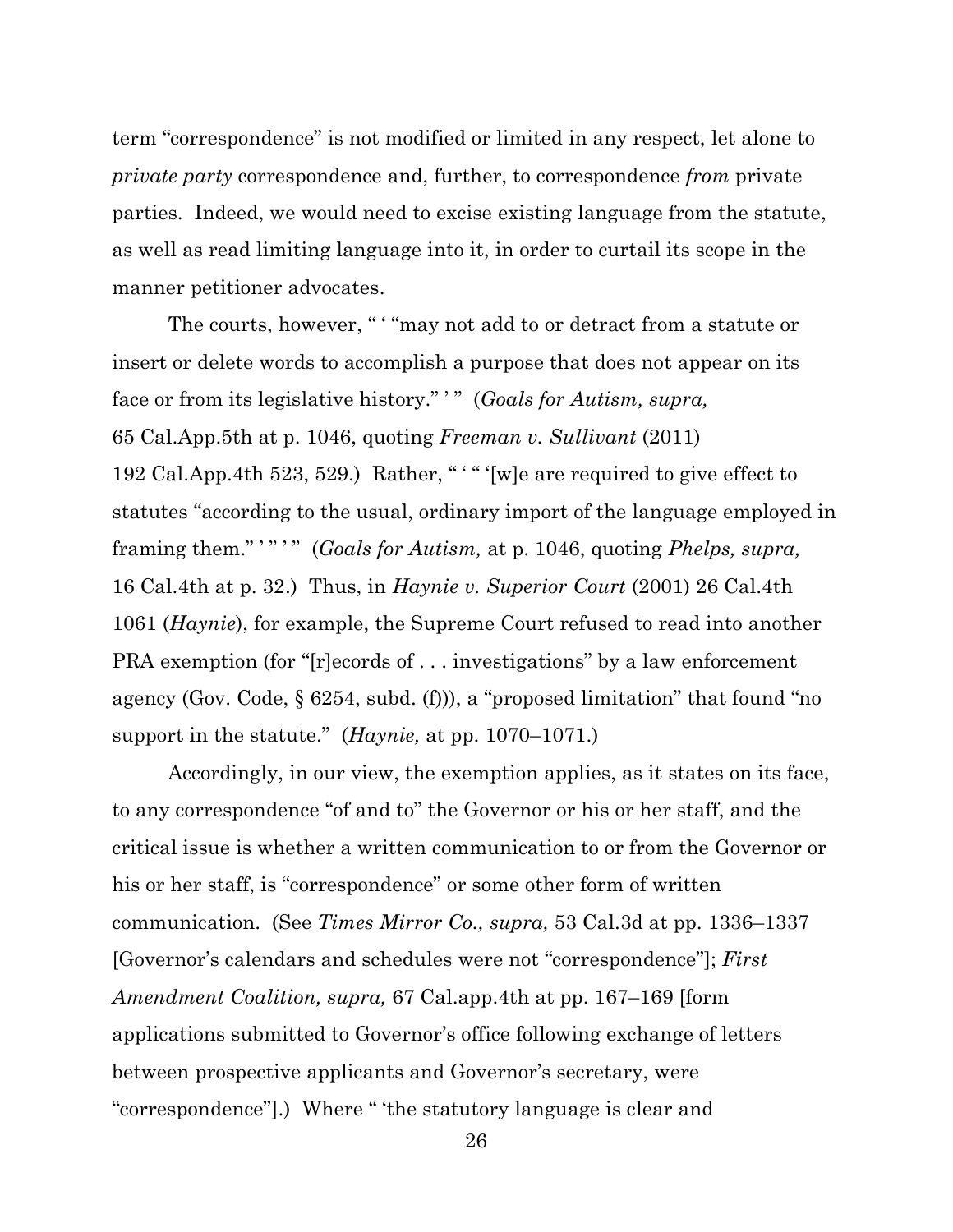term "correspondence" is not modified or limited in any respect, let alone to *private party* correspondence and, further, to correspondence *from* private parties. Indeed, we would need to excise existing language from the statute, as well as read limiting language into it, in order to curtail its scope in the manner petitioner advocates.

The courts, however, " ' "may not add to or detract from a statute or insert or delete words to accomplish a purpose that does not appear on its face or from its legislative history." ' " (*Goals for Autism, supra,* 65 Cal.App.5th at p. 1046, quoting *Freeman v. Sullivant* (2011) 192 Cal.App.4th 523, 529.) Rather, " ' " '[w]e are required to give effect to statutes "according to the usual, ordinary import of the language employed in framing them." ' " ' " (*Goals for Autism,* at p. 1046, quoting *Phelps, supra,* 16 Cal.4th at p. 32.) Thus, in *Haynie v. Superior Court* (2001) 26 Cal.4th 1061 (*Haynie*), for example, the Supreme Court refused to read into another PRA exemption (for "[r]ecords of . . . investigations" by a law enforcement agency (Gov. Code, § 6254, subd. (f))), a "proposed limitation" that found "no support in the statute." (*Haynie,* at pp. 1070–1071.)

Accordingly, in our view, the exemption applies, as it states on its face, to any correspondence "of and to" the Governor or his or her staff, and the critical issue is whether a written communication to or from the Governor or his or her staff, is "correspondence" or some other form of written communication. (See *Times Mirror Co., supra,* 53 Cal.3d at pp. 1336–1337 [Governor's calendars and schedules were not "correspondence"]; *First Amendment Coalition, supra,* 67 Cal.app.4th at pp. 167–169 [form applications submitted to Governor's office following exchange of letters between prospective applicants and Governor's secretary, were "correspondence"].) Where " 'the statutory language is clear and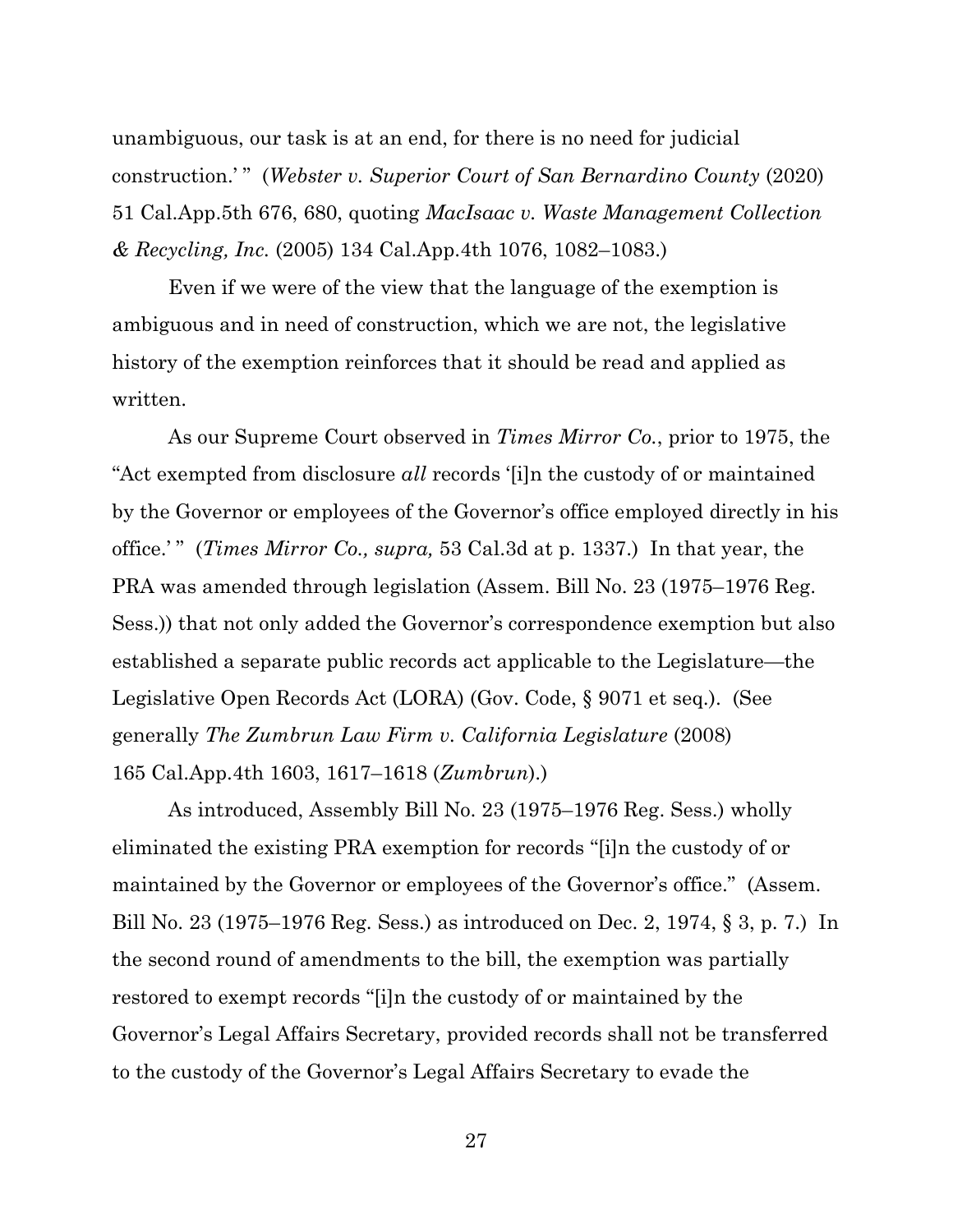unambiguous, our task is at an end, for there is no need for judicial construction.' " (*Webster v. Superior Court of San Bernardino County* (2020) 51 Cal.App.5th 676, 680, quoting *MacIsaac v. Waste Management Collection & Recycling, Inc.* (2005) 134 Cal.App.4th 1076, 1082–1083.)

Even if we were of the view that the language of the exemption is ambiguous and in need of construction, which we are not, the legislative history of the exemption reinforces that it should be read and applied as written.

As our Supreme Court observed in *Times Mirror Co.*, prior to 1975, the "Act exempted from disclosure *all* records '[i]n the custody of or maintained by the Governor or employees of the Governor's office employed directly in his office.' " (*Times Mirror Co., supra,* 53 Cal.3d at p. 1337.) In that year, the PRA was amended through legislation (Assem. Bill No. 23 (1975–1976 Reg. Sess.)) that not only added the Governor's correspondence exemption but also established a separate public records act applicable to the Legislature—the Legislative Open Records Act (LORA) (Gov. Code, § 9071 et seq.). (See generally *The Zumbrun Law Firm v. California Legislature* (2008) 165 Cal.App.4th 1603, 1617–1618 (*Zumbrun*).)

As introduced, Assembly Bill No. 23 (1975–1976 Reg. Sess.) wholly eliminated the existing PRA exemption for records "[i]n the custody of or maintained by the Governor or employees of the Governor's office." (Assem. Bill No. 23 (1975–1976 Reg. Sess.) as introduced on Dec. 2, 1974, § 3, p. 7.) In the second round of amendments to the bill, the exemption was partially restored to exempt records "[i]n the custody of or maintained by the Governor's Legal Affairs Secretary, provided records shall not be transferred to the custody of the Governor's Legal Affairs Secretary to evade the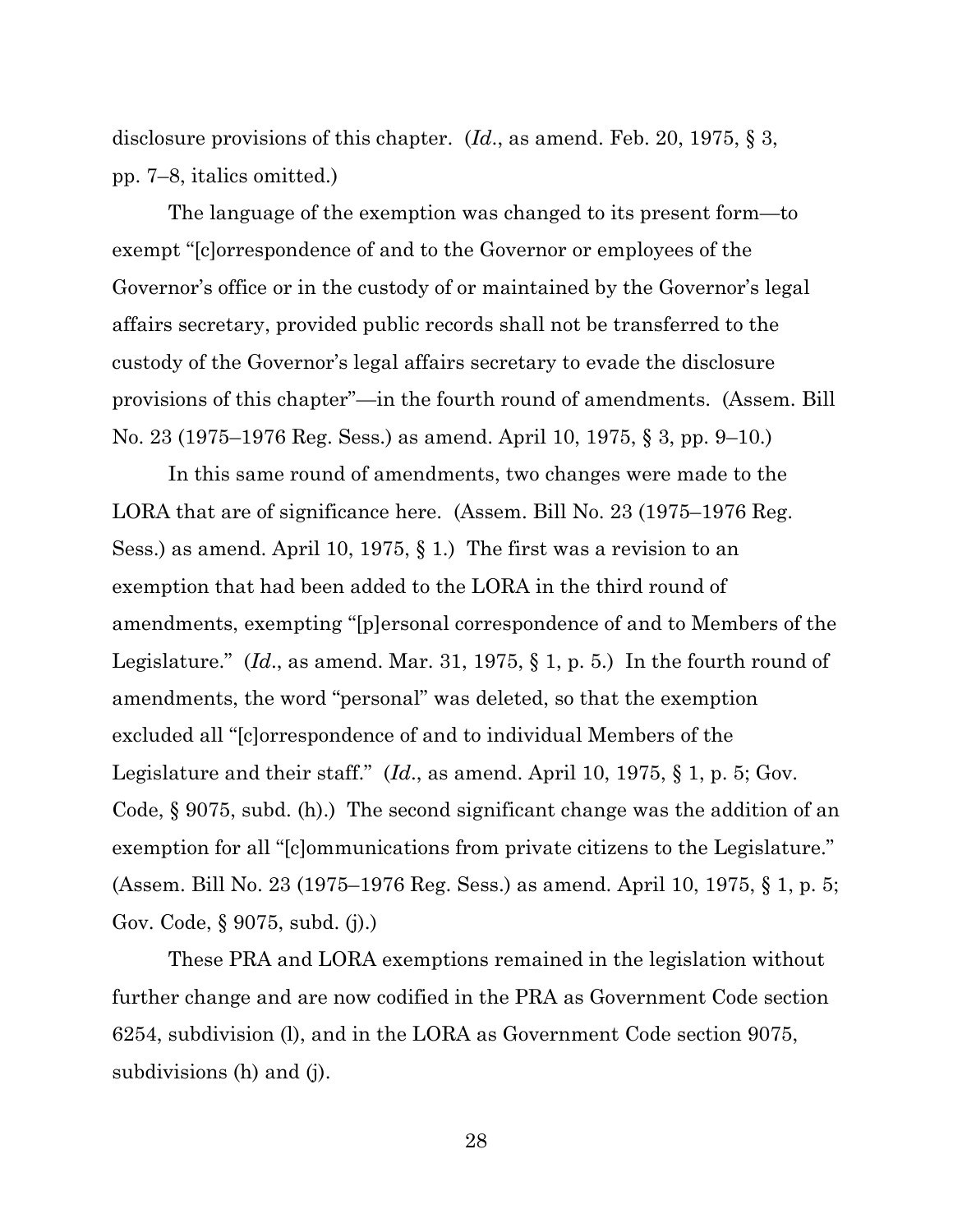disclosure provisions of this chapter. (*Id*., as amend. Feb. 20, 1975, § 3, pp. 7–8, italics omitted.)

The language of the exemption was changed to its present form—to exempt "[c]orrespondence of and to the Governor or employees of the Governor's office or in the custody of or maintained by the Governor's legal affairs secretary, provided public records shall not be transferred to the custody of the Governor's legal affairs secretary to evade the disclosure provisions of this chapter"—in the fourth round of amendments. (Assem. Bill No. 23 (1975–1976 Reg. Sess.) as amend. April 10, 1975, § 3, pp. 9–10.)

In this same round of amendments, two changes were made to the LORA that are of significance here. (Assem. Bill No. 23 (1975–1976 Reg. Sess.) as amend. April 10, 1975, § 1.) The first was a revision to an exemption that had been added to the LORA in the third round of amendments, exempting "[p]ersonal correspondence of and to Members of the Legislature." (*Id*., as amend. Mar. 31, 1975, § 1, p. 5.) In the fourth round of amendments, the word "personal" was deleted, so that the exemption excluded all "[c]orrespondence of and to individual Members of the Legislature and their staff." (*Id*., as amend. April 10, 1975, § 1, p. 5; Gov. Code, § 9075, subd. (h).) The second significant change was the addition of an exemption for all "[c]ommunications from private citizens to the Legislature." (Assem. Bill No. 23 (1975–1976 Reg. Sess.) as amend. April 10, 1975, § 1, p. 5; Gov. Code, § 9075, subd. (j).)

These PRA and LORA exemptions remained in the legislation without further change and are now codified in the PRA as Government Code section 6254, subdivision (l), and in the LORA as Government Code section 9075, subdivisions (h) and (j).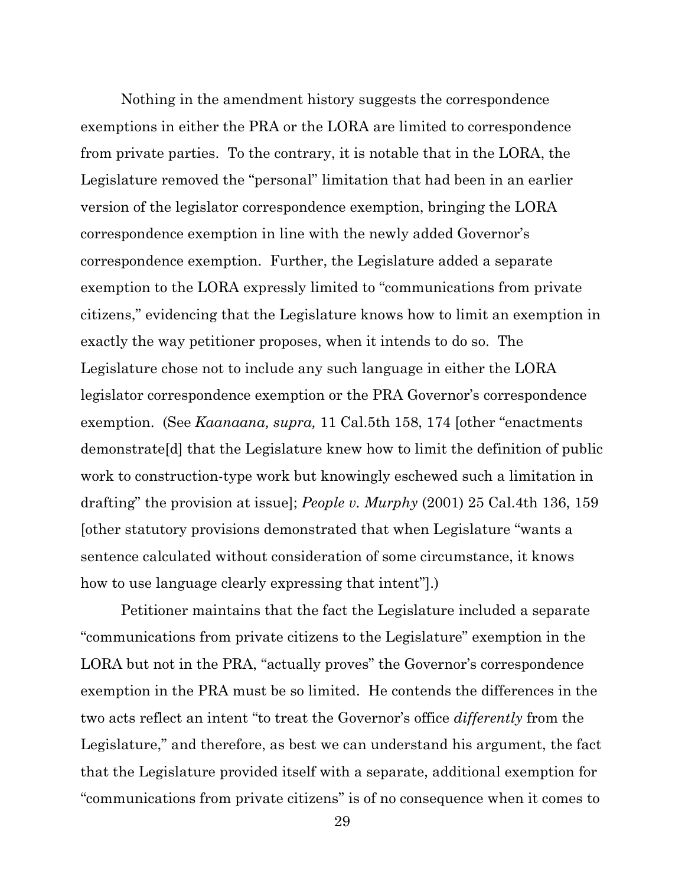Nothing in the amendment history suggests the correspondence exemptions in either the PRA or the LORA are limited to correspondence from private parties. To the contrary, it is notable that in the LORA, the Legislature removed the "personal" limitation that had been in an earlier version of the legislator correspondence exemption, bringing the LORA correspondence exemption in line with the newly added Governor's correspondence exemption. Further, the Legislature added a separate exemption to the LORA expressly limited to "communications from private citizens," evidencing that the Legislature knows how to limit an exemption in exactly the way petitioner proposes, when it intends to do so. The Legislature chose not to include any such language in either the LORA legislator correspondence exemption or the PRA Governor's correspondence exemption. (See *Kaanaana, supra,* 11 Cal.5th 158, 174 [other "enactments demonstrate[d] that the Legislature knew how to limit the definition of public work to construction-type work but knowingly eschewed such a limitation in drafting" the provision at issue]; *People v. Murphy* (2001) 25 Cal.4th 136, 159 [other statutory provisions demonstrated that when Legislature "wants a sentence calculated without consideration of some circumstance, it knows how to use language clearly expressing that intent"].)

Petitioner maintains that the fact the Legislature included a separate "communications from private citizens to the Legislature" exemption in the LORA but not in the PRA, "actually proves" the Governor's correspondence exemption in the PRA must be so limited. He contends the differences in the two acts reflect an intent "to treat the Governor's office *differently* from the Legislature," and therefore, as best we can understand his argument, the fact that the Legislature provided itself with a separate, additional exemption for "communications from private citizens" is of no consequence when it comes to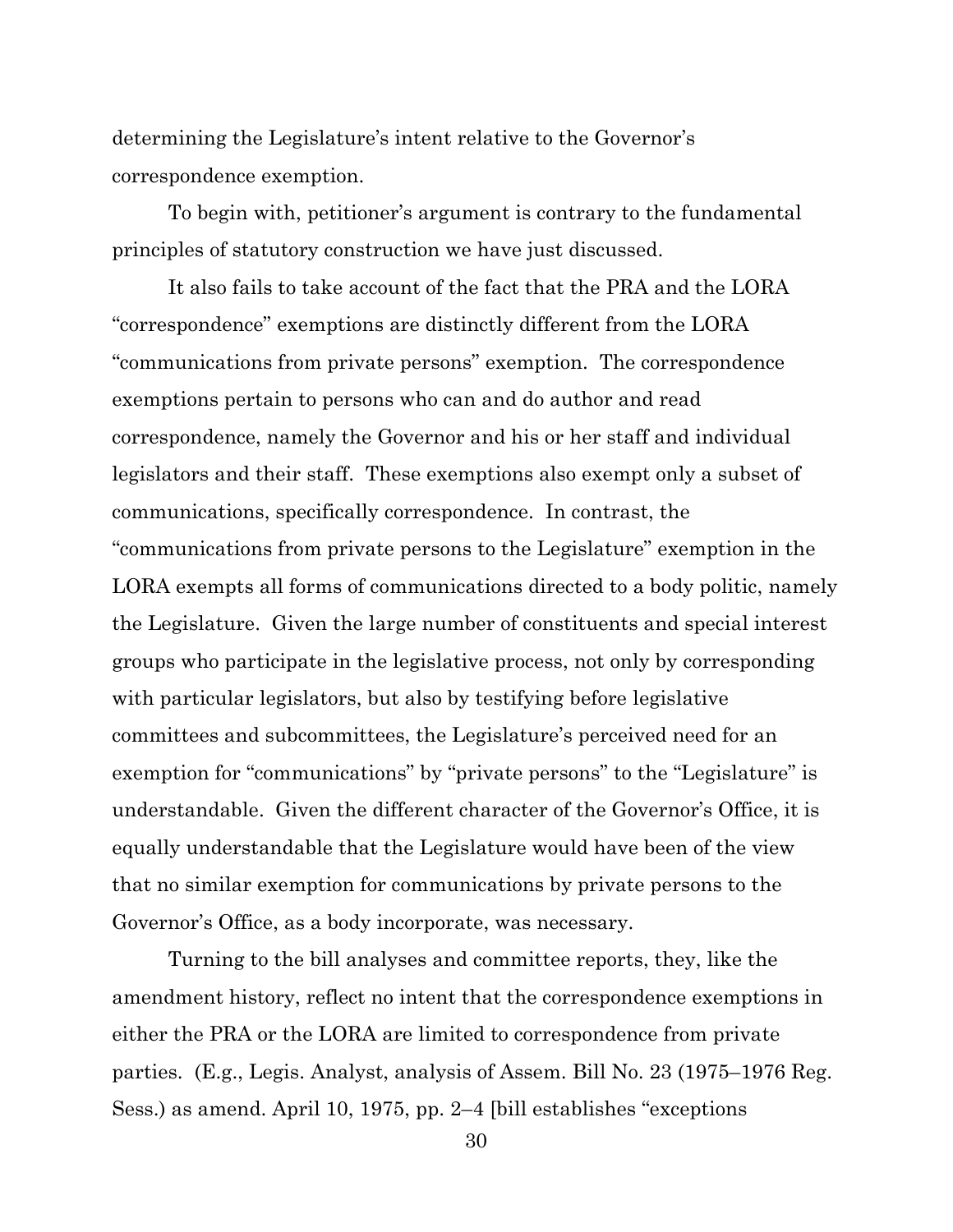determining the Legislature's intent relative to the Governor's correspondence exemption.

To begin with, petitioner's argument is contrary to the fundamental principles of statutory construction we have just discussed.

It also fails to take account of the fact that the PRA and the LORA "correspondence" exemptions are distinctly different from the LORA "communications from private persons" exemption. The correspondence exemptions pertain to persons who can and do author and read correspondence, namely the Governor and his or her staff and individual legislators and their staff. These exemptions also exempt only a subset of communications, specifically correspondence. In contrast, the "communications from private persons to the Legislature" exemption in the LORA exempts all forms of communications directed to a body politic, namely the Legislature. Given the large number of constituents and special interest groups who participate in the legislative process, not only by corresponding with particular legislators, but also by testifying before legislative committees and subcommittees, the Legislature's perceived need for an exemption for "communications" by "private persons" to the "Legislature" is understandable. Given the different character of the Governor's Office, it is equally understandable that the Legislature would have been of the view that no similar exemption for communications by private persons to the Governor's Office, as a body incorporate, was necessary.

Turning to the bill analyses and committee reports, they, like the amendment history, reflect no intent that the correspondence exemptions in either the PRA or the LORA are limited to correspondence from private parties. (E.g., Legis. Analyst, analysis of Assem. Bill No. 23 (1975–1976 Reg. Sess.) as amend. April 10, 1975, pp. 2–4 [bill establishes "exceptions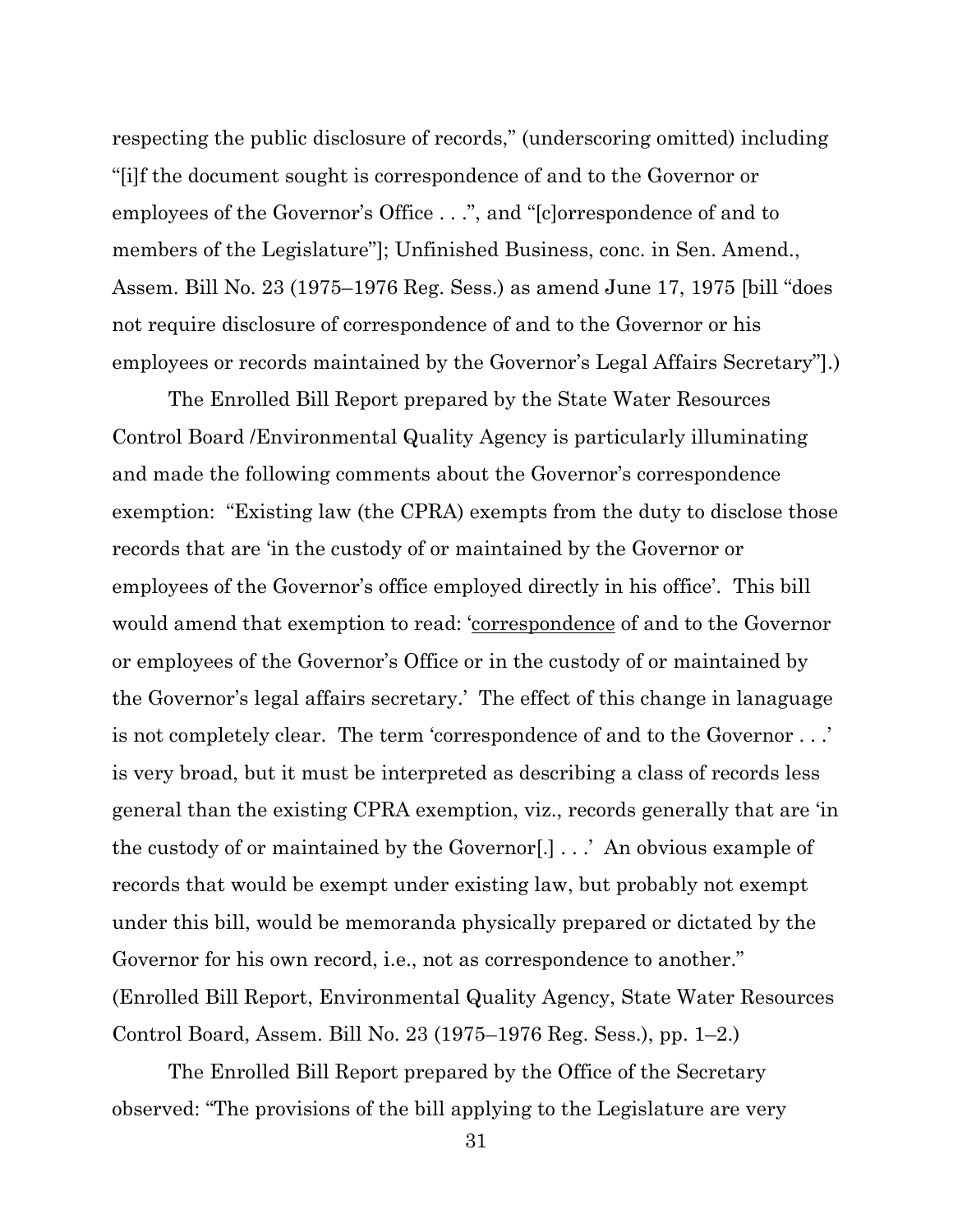respecting the public disclosure of records," (underscoring omitted) including "[i]f the document sought is correspondence of and to the Governor or employees of the Governor's Office . . .", and "[c]orrespondence of and to members of the Legislature"]; Unfinished Business, conc. in Sen. Amend., Assem. Bill No. 23 (1975–1976 Reg. Sess.) as amend June 17, 1975 [bill "does not require disclosure of correspondence of and to the Governor or his employees or records maintained by the Governor's Legal Affairs Secretary"].)

The Enrolled Bill Report prepared by the State Water Resources Control Board /Environmental Quality Agency is particularly illuminating and made the following comments about the Governor's correspondence exemption: "Existing law (the CPRA) exempts from the duty to disclose those records that are 'in the custody of or maintained by the Governor or employees of the Governor's office employed directly in his office'. This bill would amend that exemption to read: '<u>correspondence</u> of and to the Governor or employees of the Governor's Office or in the custody of or maintained by the Governor's legal affairs secretary.' The effect of this change in lanaguage is not completely clear. The term 'correspondence of and to the Governor . . .' is very broad, but it must be interpreted as describing a class of records less general than the existing CPRA exemption, viz., records generally that are 'in the custody of or maintained by the Governor[.] . . .' An obvious example of records that would be exempt under existing law, but probably not exempt under this bill, would be memoranda physically prepared or dictated by the Governor for his own record, i.e., not as correspondence to another." (Enrolled Bill Report, Environmental Quality Agency, State Water Resources Control Board, Assem. Bill No. 23 (1975–1976 Reg. Sess.), pp. 1–2.)

The Enrolled Bill Report prepared by the Office of the Secretary observed: "The provisions of the bill applying to the Legislature are very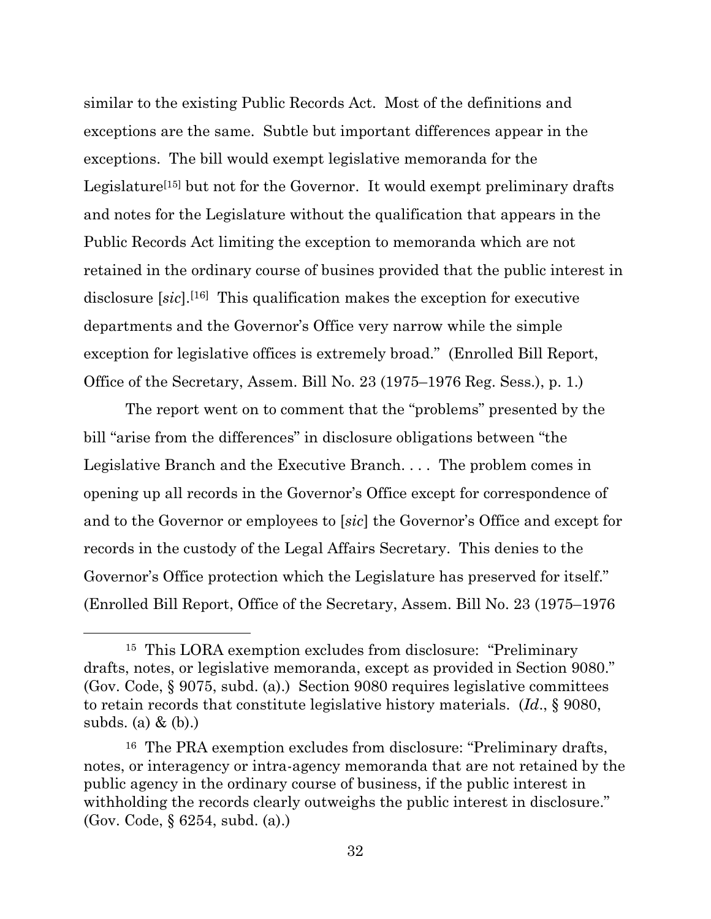similar to the existing Public Records Act. Most of the definitions and exceptions are the same. Subtle but important differences appear in the exceptions. The bill would exempt legislative memoranda for the Legislature[15] but not for the Governor. It would exempt preliminary drafts and notes for the Legislature without the qualification that appears in the Public Records Act limiting the exception to memoranda which are not retained in the ordinary course of busines provided that the public interest in disclosure [*sic*].[16] This qualification makes the exception for executive departments and the Governor's Office very narrow while the simple exception for legislative offices is extremely broad." (Enrolled Bill Report, Office of the Secretary, Assem. Bill No. 23 (1975–1976 Reg. Sess.), p. 1.)

The report went on to comment that the "problems" presented by the bill "arise from the differences" in disclosure obligations between "the Legislative Branch and the Executive Branch. . . . The problem comes in opening up all records in the Governor's Office except for correspondence of and to the Governor or employees to [*sic*] the Governor's Office and except for records in the custody of the Legal Affairs Secretary. This denies to the Governor's Office protection which the Legislature has preserved for itself." (Enrolled Bill Report, Office of the Secretary, Assem. Bill No. 23 (1975–1976

---

[15] This LORA exemption excludes from disclosure: "Preliminary drafts, notes, or legislative memoranda, except as provided in Section 9080." (Gov. Code, § 9075, subd. (a).) Section 9080 requires legislative committees to retain records that constitute legislative history materials. (*Id*., § 9080, subds. (a) & (b).)

[16] The PRA exemption excludes from disclosure: "Preliminary drafts, notes, or interagency or intra-agency memoranda that are not retained by the public agency in the ordinary course of business, if the public interest in withholding the records clearly outweighs the public interest in disclosure." (Gov. Code, § 6254, subd. (a).)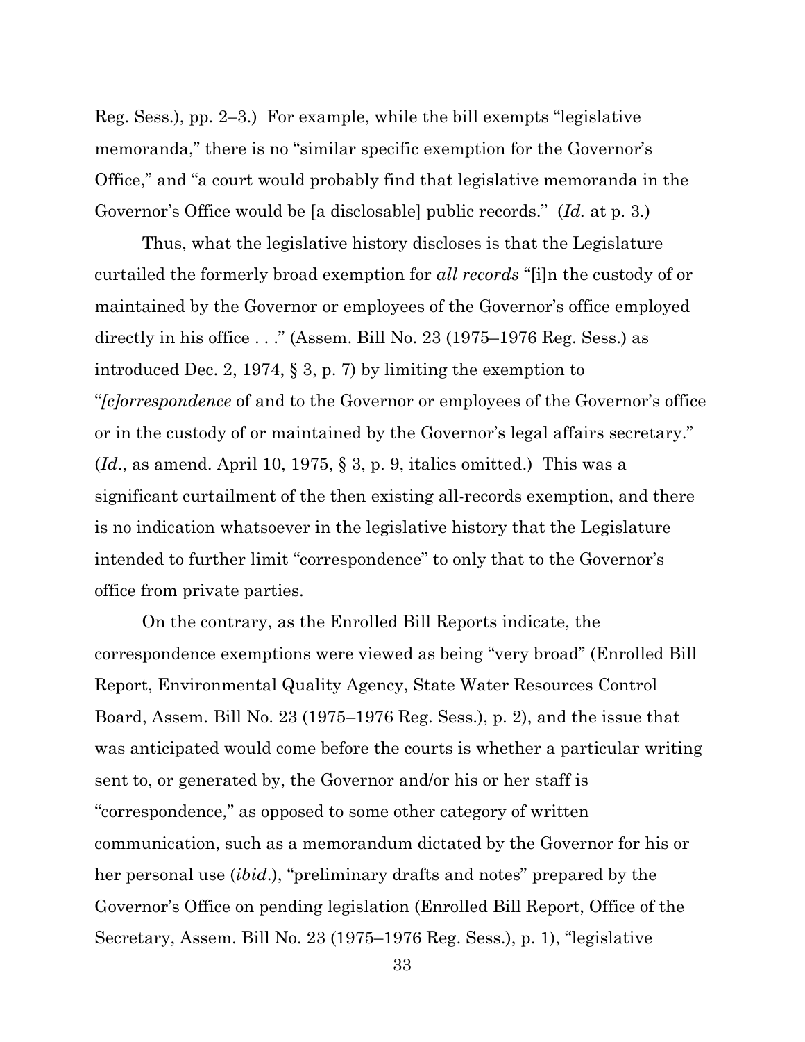Reg. Sess.), pp. 2–3.) For example, while the bill exempts "legislative memoranda," there is no "similar specific exemption for the Governor's Office," and "a court would probably find that legislative memoranda in the Governor's Office would be [a disclosable] public records." (*Id.* at p. 3.)

Thus, what the legislative history discloses is that the Legislature curtailed the formerly broad exemption for *all records* "[i]n the custody of or maintained by the Governor or employees of the Governor's office employed directly in his office . . ." (Assem. Bill No. 23 (1975–1976 Reg. Sess.) as introduced Dec. 2, 1974, § 3, p. 7) by limiting the exemption to "*[c]orrespondence* of and to the Governor or employees of the Governor's office or in the custody of or maintained by the Governor's legal affairs secretary." (*Id*., as amend. April 10, 1975, § 3, p. 9, italics omitted.) This was a significant curtailment of the then existing all-records exemption, and there is no indication whatsoever in the legislative history that the Legislature intended to further limit "correspondence" to only that to the Governor's office from private parties.

On the contrary, as the Enrolled Bill Reports indicate, the correspondence exemptions were viewed as being "very broad" (Enrolled Bill Report, Environmental Quality Agency, State Water Resources Control Board, Assem. Bill No. 23 (1975–1976 Reg. Sess.), p. 2), and the issue that was anticipated would come before the courts is whether a particular writing sent to, or generated by, the Governor and/or his or her staff is "correspondence," as opposed to some other category of written communication, such as a memorandum dictated by the Governor for his or her personal use (*ibid*.), "preliminary drafts and notes" prepared by the Governor's Office on pending legislation (Enrolled Bill Report, Office of the Secretary, Assem. Bill No. 23 (1975–1976 Reg. Sess.), p. 1), "legislative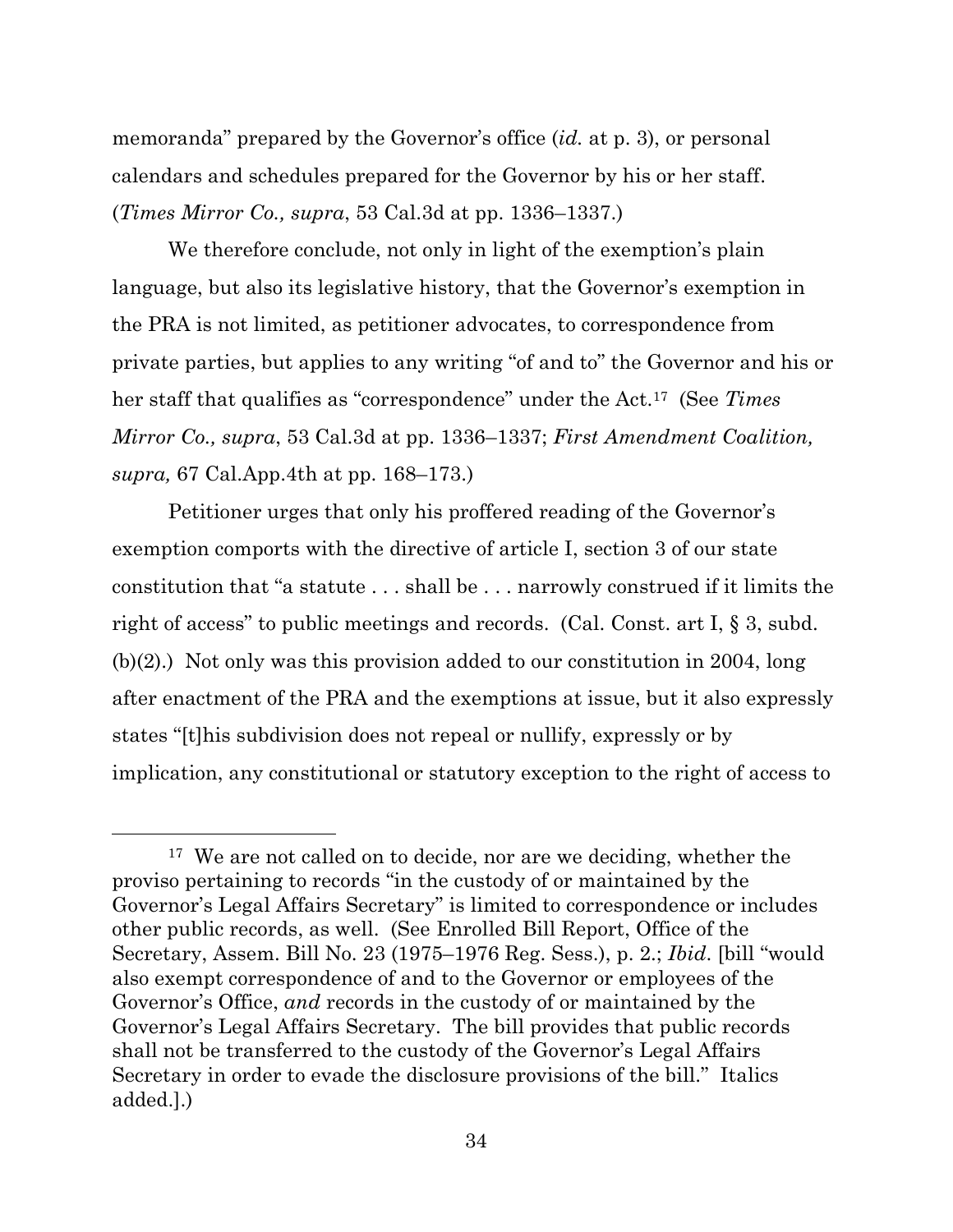memoranda" prepared by the Governor's office (*id.* at p. 3), or personal calendars and schedules prepared for the Governor by his or her staff. (*Times Mirror Co., supra*, 53 Cal.3d at pp. 1336–1337.)

We therefore conclude, not only in light of the exemption's plain language, but also its legislative history, that the Governor's exemption in the PRA is not limited, as petitioner advocates, to correspondence from private parties, but applies to any writing "of and to" the Governor and his or her staff that qualifies as "correspondence" under the Act.[17] (See *Times Mirror Co., supra*, 53 Cal.3d at pp. 1336–1337; *First Amendment Coalition, supra,* 67 Cal.App.4th at pp. 168–173.)

Petitioner urges that only his proffered reading of the Governor's exemption comports with the directive of article I, section 3 of our state constitution that "a statute . . . shall be . . . narrowly construed if it limits the right of access" to public meetings and records. (Cal. Const. art I, § 3, subd. (b)(2).) Not only was this provision added to our constitution in 2004, long after enactment of the PRA and the exemptions at issue, but it also expressly states "[t]his subdivision does not repeal or nullify, expressly or by implication, any constitutional or statutory exception to the right of access to

---

[17] We are not called on to decide, nor are we deciding, whether the proviso pertaining to records "in the custody of or maintained by the Governor's Legal Affairs Secretary" is limited to correspondence or includes other public records, as well. (See Enrolled Bill Report, Office of the Secretary, Assem. Bill No. 23 (1975–1976 Reg. Sess.), p. 2.; *Ibid*. [bill "would also exempt correspondence of and to the Governor or employees of the Governor's Office, *and* records in the custody of or maintained by the Governor's Legal Affairs Secretary. The bill provides that public records shall not be transferred to the custody of the Governor's Legal Affairs Secretary in order to evade the disclosure provisions of the bill." Italics added.].)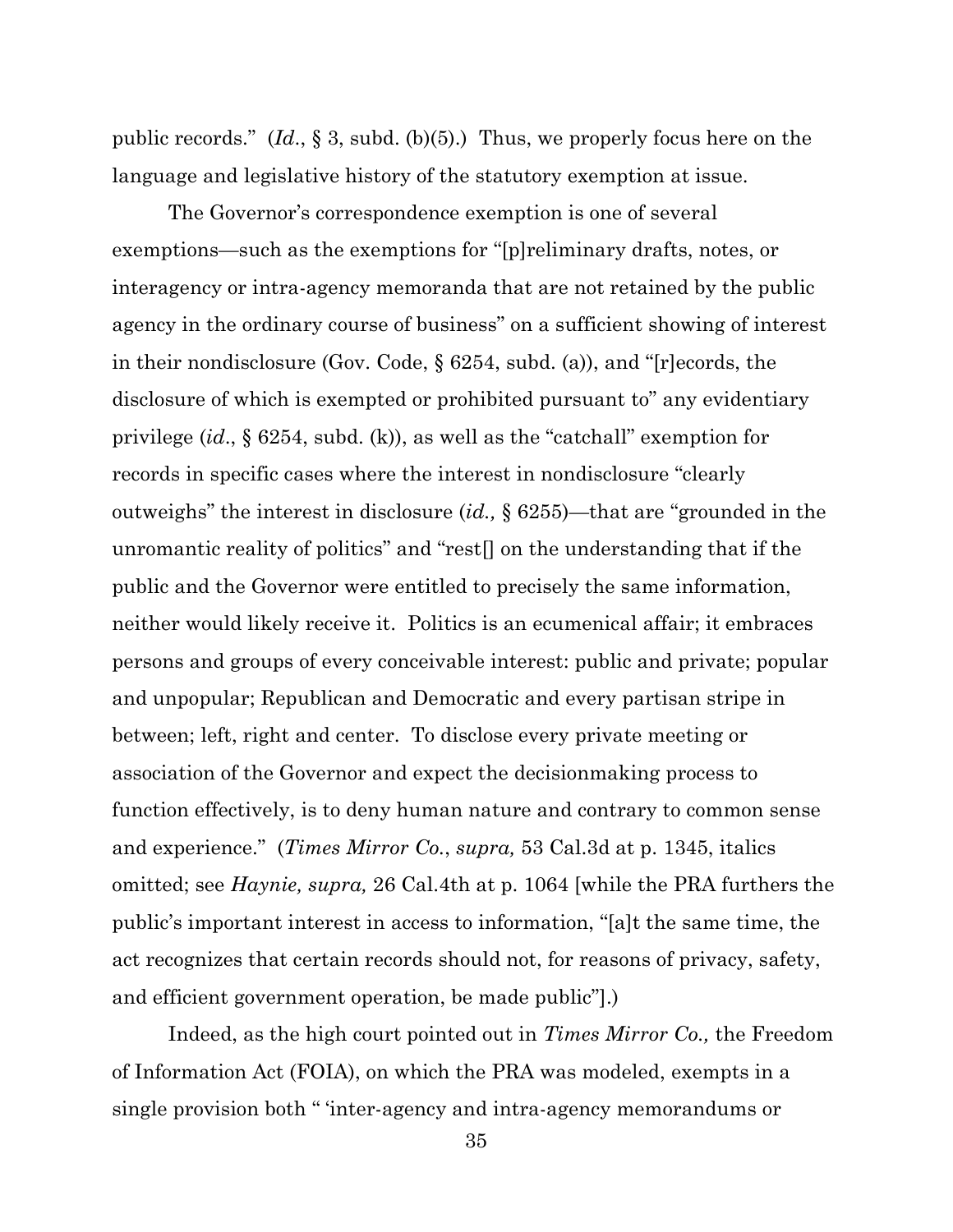public records." (*Id*., § 3, subd. (b)(5).) Thus, we properly focus here on the language and legislative history of the statutory exemption at issue.

The Governor's correspondence exemption is one of several exemptions—such as the exemptions for "[p]reliminary drafts, notes, or interagency or intra-agency memoranda that are not retained by the public agency in the ordinary course of business" on a sufficient showing of interest in their nondisclosure (Gov. Code, § 6254, subd. (a)), and "[r]ecords, the disclosure of which is exempted or prohibited pursuant to" any evidentiary privilege (*id*., § 6254, subd. (k)), as well as the "catchall" exemption for records in specific cases where the interest in nondisclosure "clearly outweighs" the interest in disclosure (*id.,* § 6255)—that are "grounded in the unromantic reality of politics" and "rest[] on the understanding that if the public and the Governor were entitled to precisely the same information, neither would likely receive it. Politics is an ecumenical affair; it embraces persons and groups of every conceivable interest: public and private; popular and unpopular; Republican and Democratic and every partisan stripe in between; left, right and center. To disclose every private meeting or association of the Governor and expect the decisionmaking process to function effectively, is to deny human nature and contrary to common sense and experience." (*Times Mirror Co.*, *supra,* 53 Cal.3d at p. 1345, italics omitted; see *Haynie, supra,* 26 Cal.4th at p. 1064 [while the PRA furthers the public's important interest in access to information, "[a]t the same time, the act recognizes that certain records should not, for reasons of privacy, safety, and efficient government operation, be made public"].)

Indeed, as the high court pointed out in *Times Mirror Co.,* the Freedom of Information Act (FOIA), on which the PRA was modeled, exempts in a single provision both " 'inter-agency and intra-agency memorandums or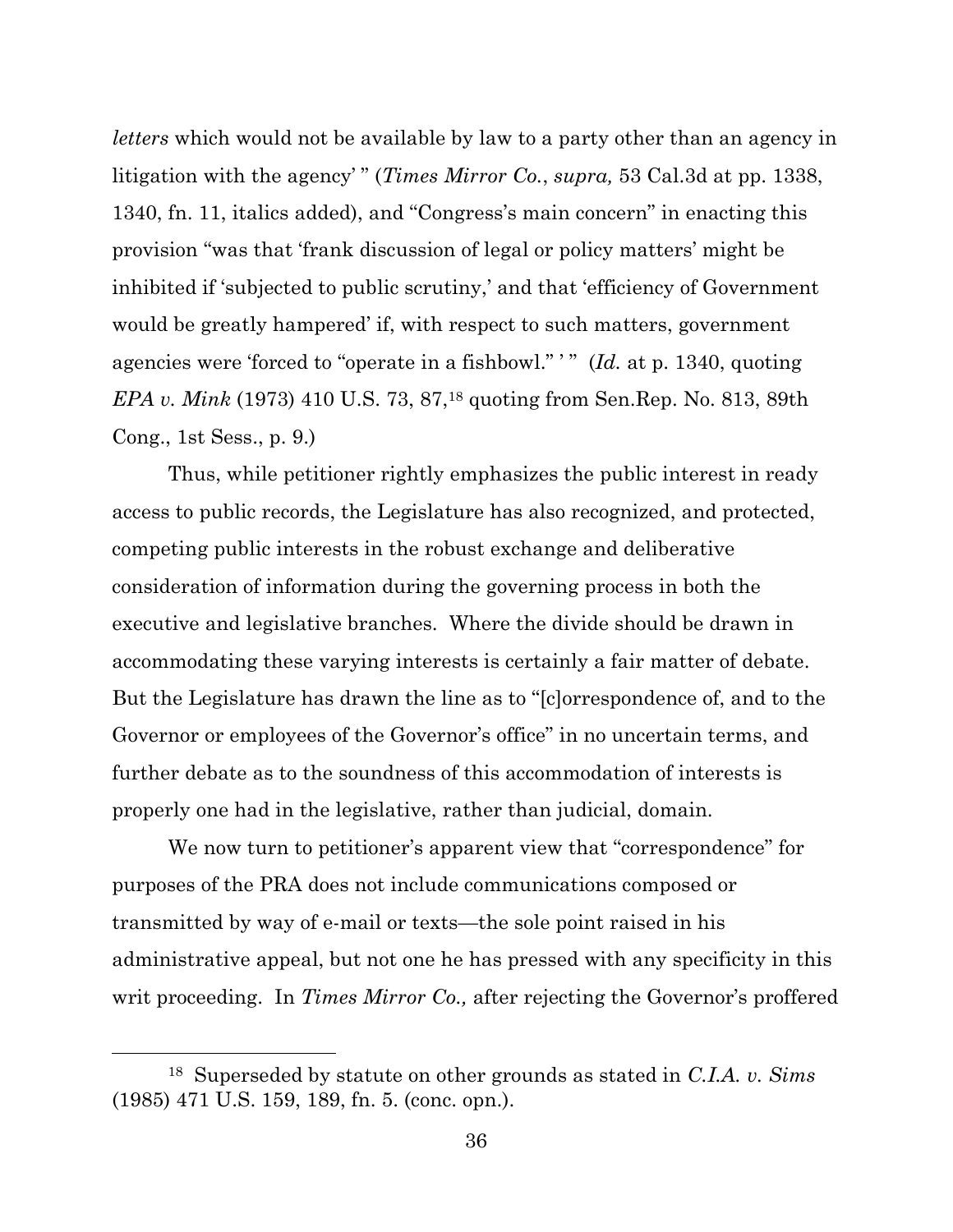*letters* which would not be available by law to a party other than an agency in litigation with the agency' " (*Times Mirror Co.*, *supra,* 53 Cal.3d at pp. 1338, 1340, fn. 11, italics added), and "Congress's main concern" in enacting this provision "was that 'frank discussion of legal or policy matters' might be inhibited if 'subjected to public scrutiny,' and that 'efficiency of Government would be greatly hampered' if, with respect to such matters, government agencies were 'forced to "operate in a fishbowl." ' " (*Id.* at p. 1340, quoting *EPA v. Mink* (1973) 410 U.S. 73, 87,[18] quoting from Sen.Rep. No. 813, 89th Cong., 1st Sess., p. 9.)

Thus, while petitioner rightly emphasizes the public interest in ready access to public records, the Legislature has also recognized, and protected, competing public interests in the robust exchange and deliberative consideration of information during the governing process in both the executive and legislative branches. Where the divide should be drawn in accommodating these varying interests is certainly a fair matter of debate. But the Legislature has drawn the line as to "[c]orrespondence of, and to the Governor or employees of the Governor's office" in no uncertain terms, and further debate as to the soundness of this accommodation of interests is properly one had in the legislative, rather than judicial, domain.

We now turn to petitioner's apparent view that "correspondence" for purposes of the PRA does not include communications composed or transmitted by way of e-mail or texts—the sole point raised in his administrative appeal, but not one he has pressed with any specificity in this writ proceeding. In *Times Mirror Co.,* after rejecting the Governor's proffered

---

[18] Superseded by statute on other grounds as stated in *C.I.A. v. Sims* (1985) 471 U.S. 159, 189, fn. 5. (conc. opn.).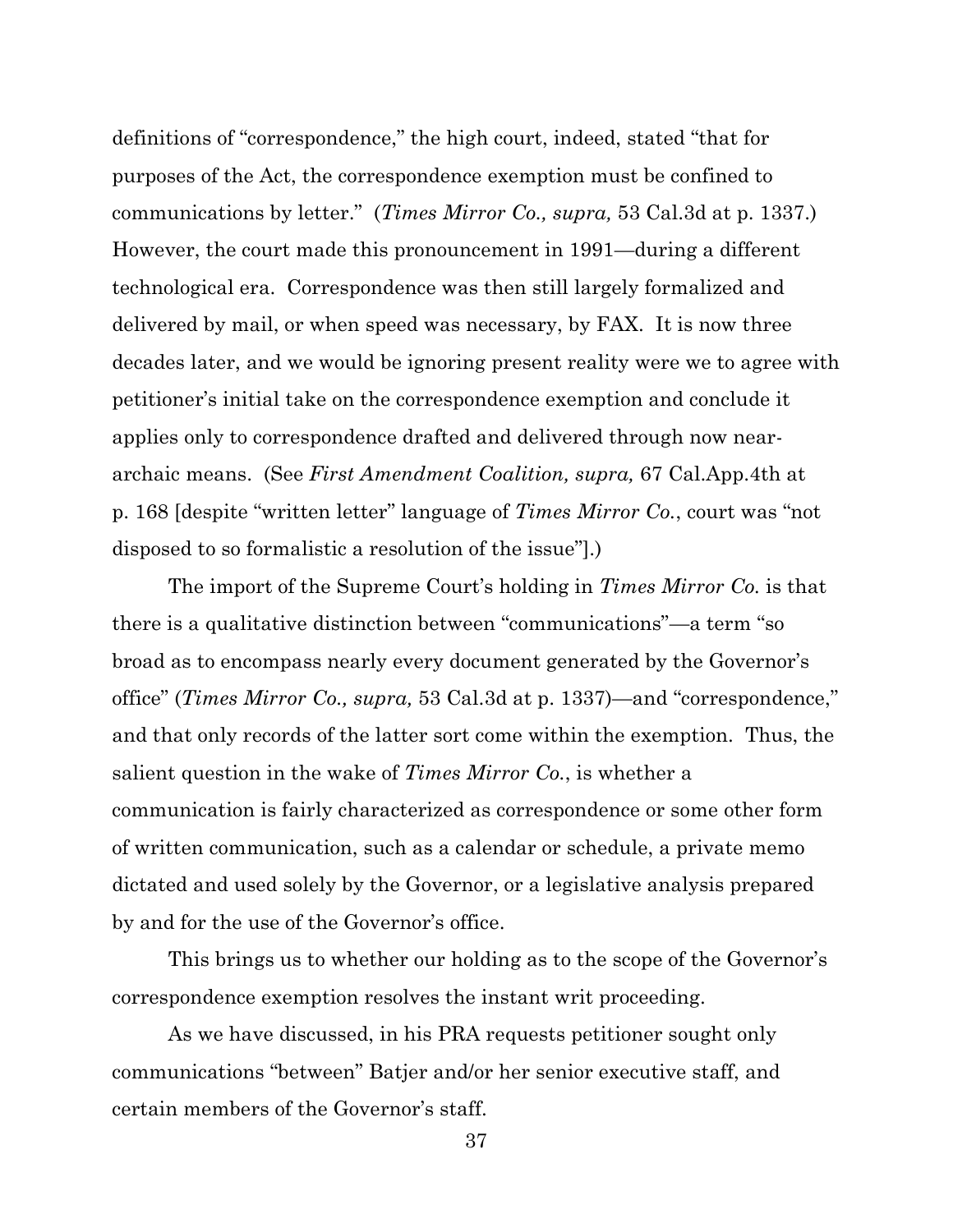definitions of "correspondence," the high court, indeed, stated "that for purposes of the Act, the correspondence exemption must be confined to communications by letter." (*Times Mirror Co., supra,* 53 Cal.3d at p. 1337.) However, the court made this pronouncement in 1991—during a different technological era. Correspondence was then still largely formalized and delivered by mail, or when speed was necessary, by FAX. It is now three decades later, and we would be ignoring present reality were we to agree with petitioner's initial take on the correspondence exemption and conclude it applies only to correspondence drafted and delivered through now near-archaic means. (See *First Amendment Coalition, supra,* 67 Cal.App.4th at p. 168 [despite "written letter" language of *Times Mirror Co.*, court was "not disposed to so formalistic a resolution of the issue"].)

The import of the Supreme Court's holding in *Times Mirror Co.* is that there is a qualitative distinction between "communications"—a term "so broad as to encompass nearly every document generated by the Governor's office" (*Times Mirror Co., supra,* 53 Cal.3d at p. 1337)—and "correspondence," and that only records of the latter sort come within the exemption. Thus, the salient question in the wake of *Times Mirror Co.*, is whether a communication is fairly characterized as correspondence or some other form of written communication, such as a calendar or schedule, a private memo dictated and used solely by the Governor, or a legislative analysis prepared by and for the use of the Governor's office.

This brings us to whether our holding as to the scope of the Governor's correspondence exemption resolves the instant writ proceeding.

As we have discussed, in his PRA requests petitioner sought only communications "between" Batjer and/or her senior executive staff, and certain members of the Governor's staff.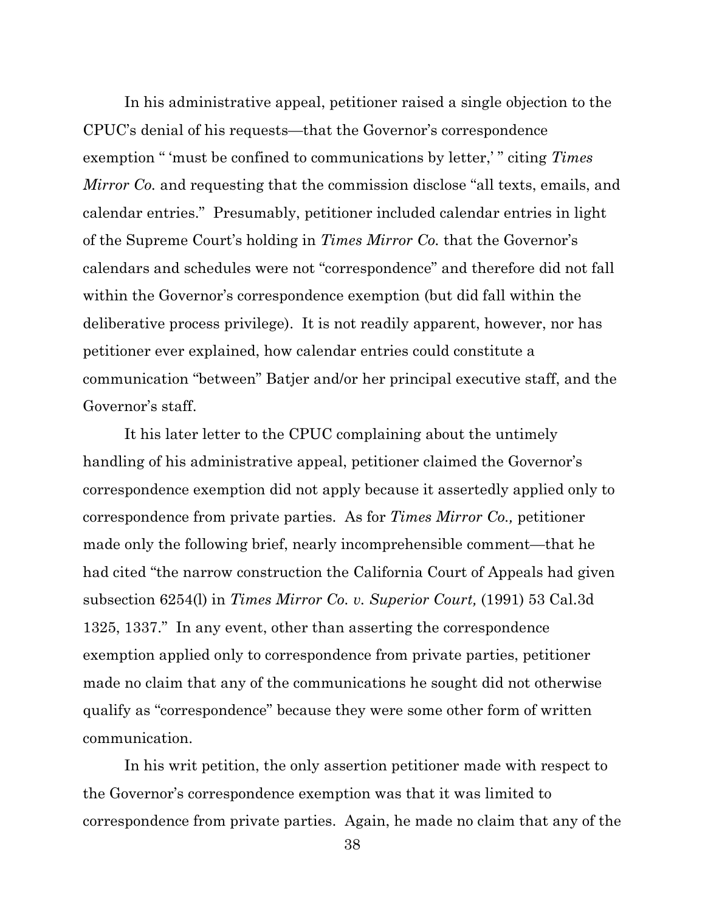In his administrative appeal, petitioner raised a single objection to the CPUC's denial of his requests—that the Governor's correspondence exemption " 'must be confined to communications by letter,' " citing *Times Mirror Co.* and requesting that the commission disclose "all texts, emails, and calendar entries." Presumably, petitioner included calendar entries in light of the Supreme Court's holding in *Times Mirror Co.* that the Governor's calendars and schedules were not "correspondence" and therefore did not fall within the Governor's correspondence exemption (but did fall within the deliberative process privilege). It is not readily apparent, however, nor has petitioner ever explained, how calendar entries could constitute a communication "between" Batjer and/or her principal executive staff, and the Governor's staff.

It his later letter to the CPUC complaining about the untimely handling of his administrative appeal, petitioner claimed the Governor's correspondence exemption did not apply because it assertedly applied only to correspondence from private parties. As for *Times Mirror Co.,* petitioner made only the following brief, nearly incomprehensible comment—that he had cited "the narrow construction the California Court of Appeals had given subsection 6254(l) in *Times Mirror Co. v. Superior Court,* (1991) 53 Cal.3d 1325, 1337." In any event, other than asserting the correspondence exemption applied only to correspondence from private parties, petitioner made no claim that any of the communications he sought did not otherwise qualify as "correspondence" because they were some other form of written communication.

In his writ petition, the only assertion petitioner made with respect to the Governor's correspondence exemption was that it was limited to correspondence from private parties. Again, he made no claim that any of the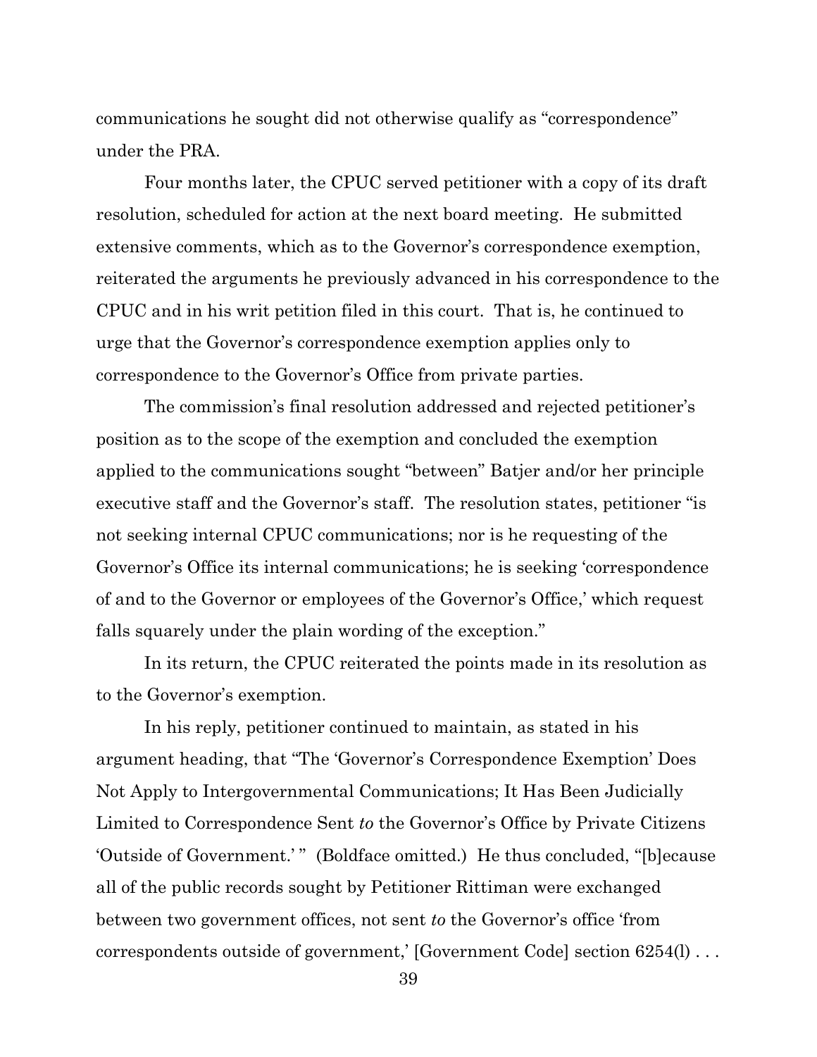communications he sought did not otherwise qualify as "correspondence" under the PRA.

Four months later, the CPUC served petitioner with a copy of its draft resolution, scheduled for action at the next board meeting. He submitted extensive comments, which as to the Governor's correspondence exemption, reiterated the arguments he previously advanced in his correspondence to the CPUC and in his writ petition filed in this court. That is, he continued to urge that the Governor's correspondence exemption applies only to correspondence to the Governor's Office from private parties.

The commission's final resolution addressed and rejected petitioner's position as to the scope of the exemption and concluded the exemption applied to the communications sought "between" Batjer and/or her principle executive staff and the Governor's staff. The resolution states, petitioner "is not seeking internal CPUC communications; nor is he requesting of the Governor's Office its internal communications; he is seeking 'correspondence of and to the Governor or employees of the Governor's Office,' which request falls squarely under the plain wording of the exception."

In its return, the CPUC reiterated the points made in its resolution as to the Governor's exemption.

In his reply, petitioner continued to maintain, as stated in his argument heading, that "The 'Governor's Correspondence Exemption' Does Not Apply to Intergovernmental Communications; It Has Been Judicially Limited to Correspondence Sent *to* the Governor's Office by Private Citizens 'Outside of Government.' " (Boldface omitted.) He thus concluded, "[b]ecause all of the public records sought by Petitioner Rittiman were exchanged between two government offices, not sent *to* the Governor's office 'from correspondents outside of government,' [Government Code] section 6254(l) . . .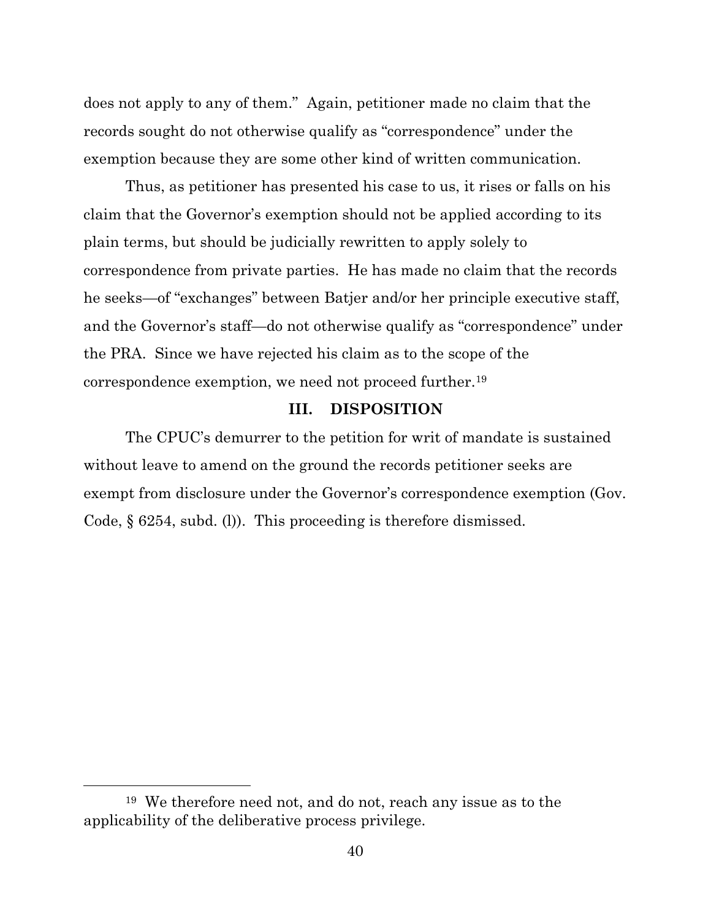does not apply to any of them." Again, petitioner made no claim that the records sought do not otherwise qualify as "correspondence" under the exemption because they are some other kind of written communication.

Thus, as petitioner has presented his case to us, it rises or falls on his claim that the Governor's exemption should not be applied according to its plain terms, but should be judicially rewritten to apply solely to correspondence from private parties. He has made no claim that the records he seeks—of "exchanges" between Batjer and/or her principle executive staff, and the Governor's staff—do not otherwise qualify as "correspondence" under the PRA. Since we have rejected his claim as to the scope of the correspondence exemption, we need not proceed further.[19]

## III. DISPOSITION

The CPUC's demurrer to the petition for writ of mandate is sustained without leave to amend on the ground the records petitioner seeks are exempt from disclosure under the Governor's correspondence exemption (Gov. Code, § 6254, subd. (l)). This proceeding is therefore dismissed.

---

[19] We therefore need not, and do not, reach any issue as to the applicability of the deliberative process privilege.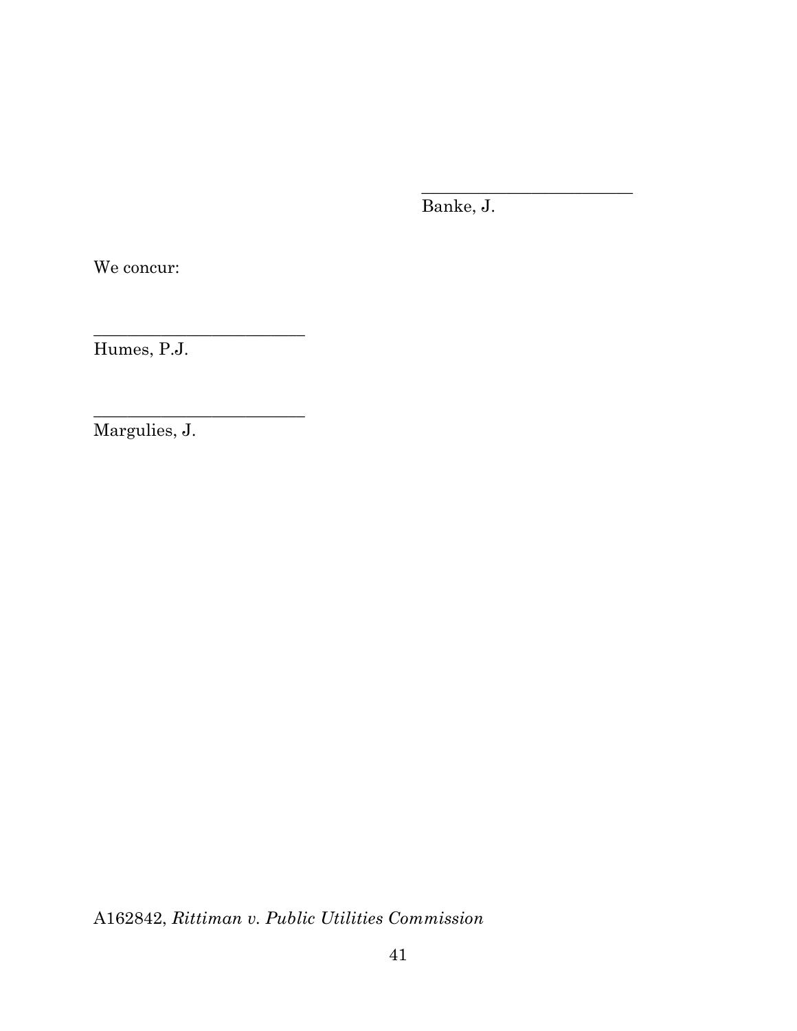_________________________
Banke, J.

We concur:

_________________________
Humes, P.J.

_________________________
Margulies, J.

A162842, *Rittiman v. Public Utilities Commission*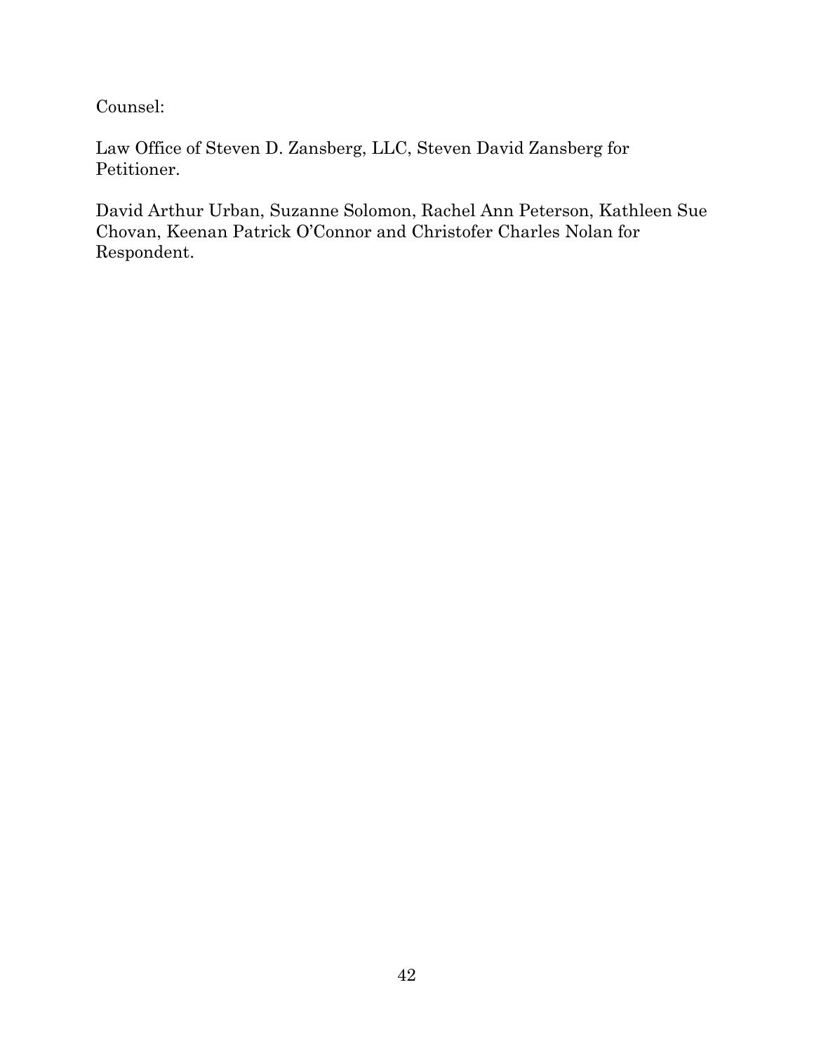Counsel:

Law Office of Steven D. Zansberg, LLC, Steven David Zansberg for Petitioner.

David Arthur Urban, Suzanne Solomon, Rachel Ann Peterson, Kathleen Sue Chovan, Keenan Patrick O'Connor and Christofer Charles Nolan for Respondent.